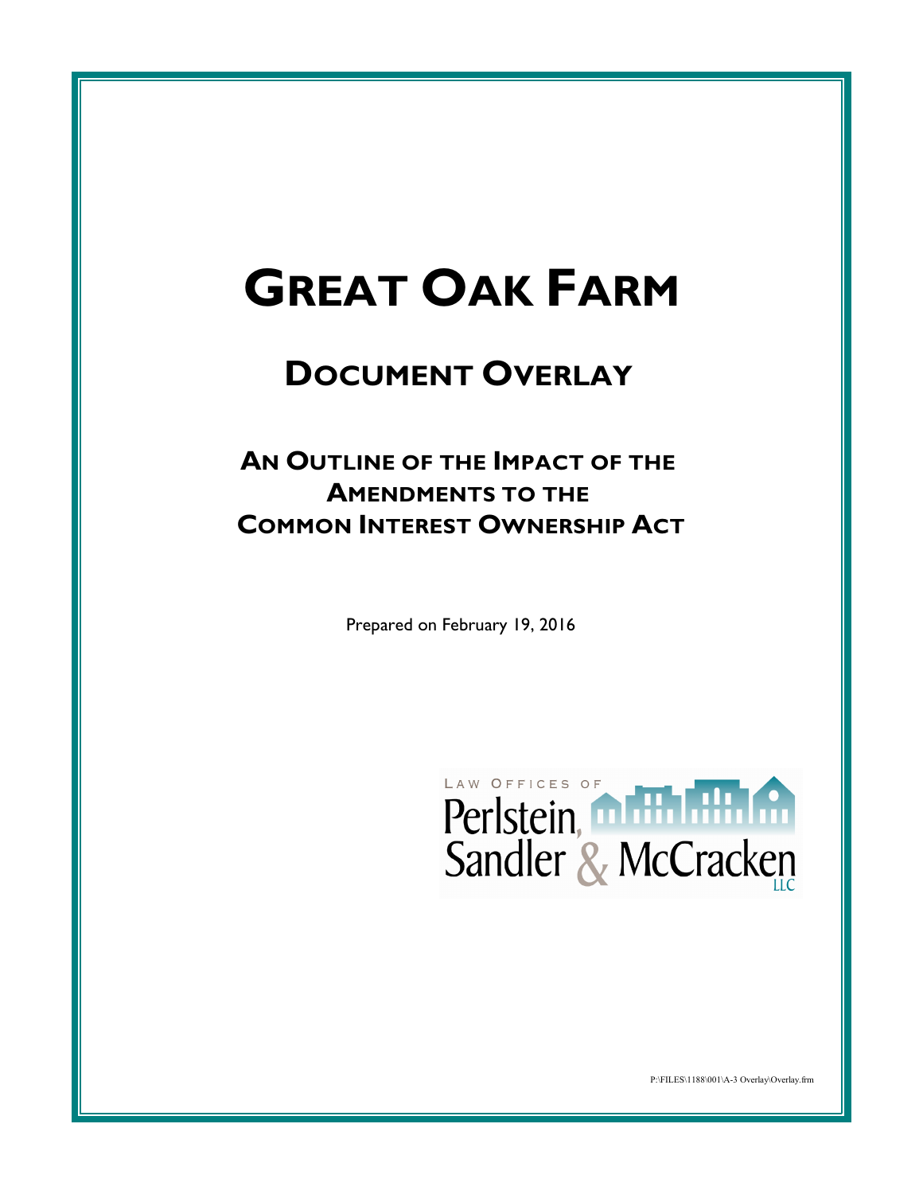# GREAT OAK FARM

## DOCUMENT OVERLAY

### AN OUTLINE OF THE IMPACT OF THE AMENDMENTS TO THE COMMON INTEREST OWNERSHIP ACT

Prepared on February 19, 2016

LAW OFFICES OF
Perlstein, Sandler & McCracken LLC

P:\FILES\1188\001\A-3 Overlay\Overlay.frm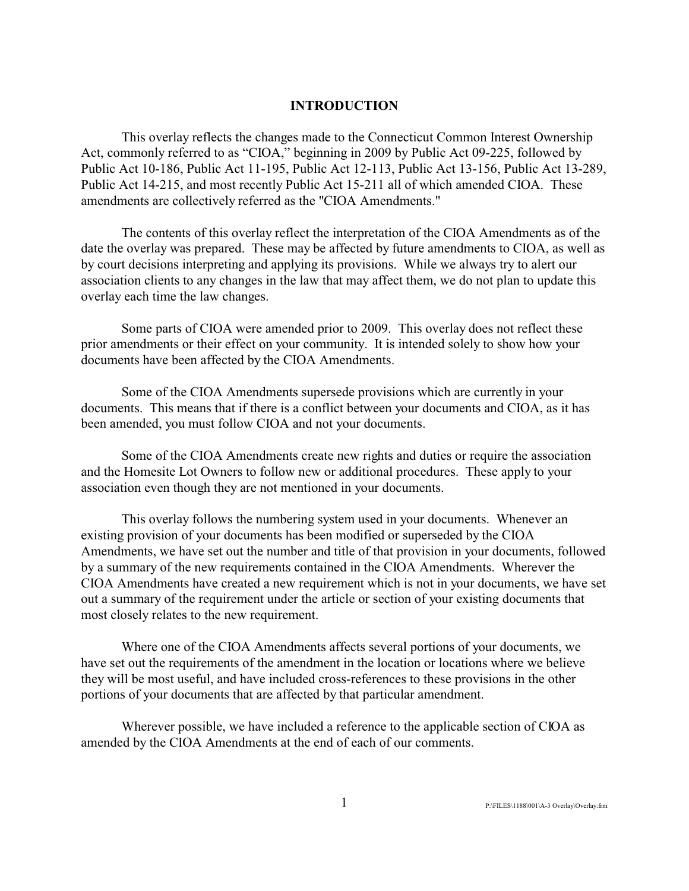# INTRODUCTION

This overlay reflects the changes made to the Connecticut Common Interest Ownership Act, commonly referred to as "CIOA," beginning in 2009 by Public Act 09-225, followed by Public Act 10-186, Public Act 11-195, Public Act 12-113, Public Act 13-156, Public Act 13-289, Public Act 14-215, and most recently Public Act 15-211 all of which amended CIOA. These amendments are collectively referred as the "CIOA Amendments."

The contents of this overlay reflect the interpretation of the CIOA Amendments as of the date the overlay was prepared. These may be affected by future amendments to CIOA, as well as by court decisions interpreting and applying its provisions. While we always try to alert our association clients to any changes in the law that may affect them, we do not plan to update this overlay each time the law changes.

Some parts of CIOA were amended prior to 2009. This overlay does not reflect these prior amendments or their effect on your community. It is intended solely to show how your documents have been affected by the CIOA Amendments.

Some of the CIOA Amendments supersede provisions which are currently in your documents. This means that if there is a conflict between your documents and CIOA, as it has been amended, you must follow CIOA and not your documents.

Some of the CIOA Amendments create new rights and duties or require the association and the Homesite Lot Owners to follow new or additional procedures. These apply to your association even though they are not mentioned in your documents.

This overlay follows the numbering system used in your documents. Whenever an existing provision of your documents has been modified or superseded by the CIOA Amendments, we have set out the number and title of that provision in your documents, followed by a summary of the new requirements contained in the CIOA Amendments. Wherever the CIOA Amendments have created a new requirement which is not in your documents, we have set out a summary of the requirement under the article or section of your existing documents that most closely relates to the new requirement.

Where one of the CIOA Amendments affects several portions of your documents, we have set out the requirements of the amendment in the location or locations where we believe they will be most useful, and have included cross-references to these provisions in the other portions of your documents that are affected by that particular amendment.

Wherever possible, we have included a reference to the applicable section of CIOA as amended by the CIOA Amendments at the end of each of our comments.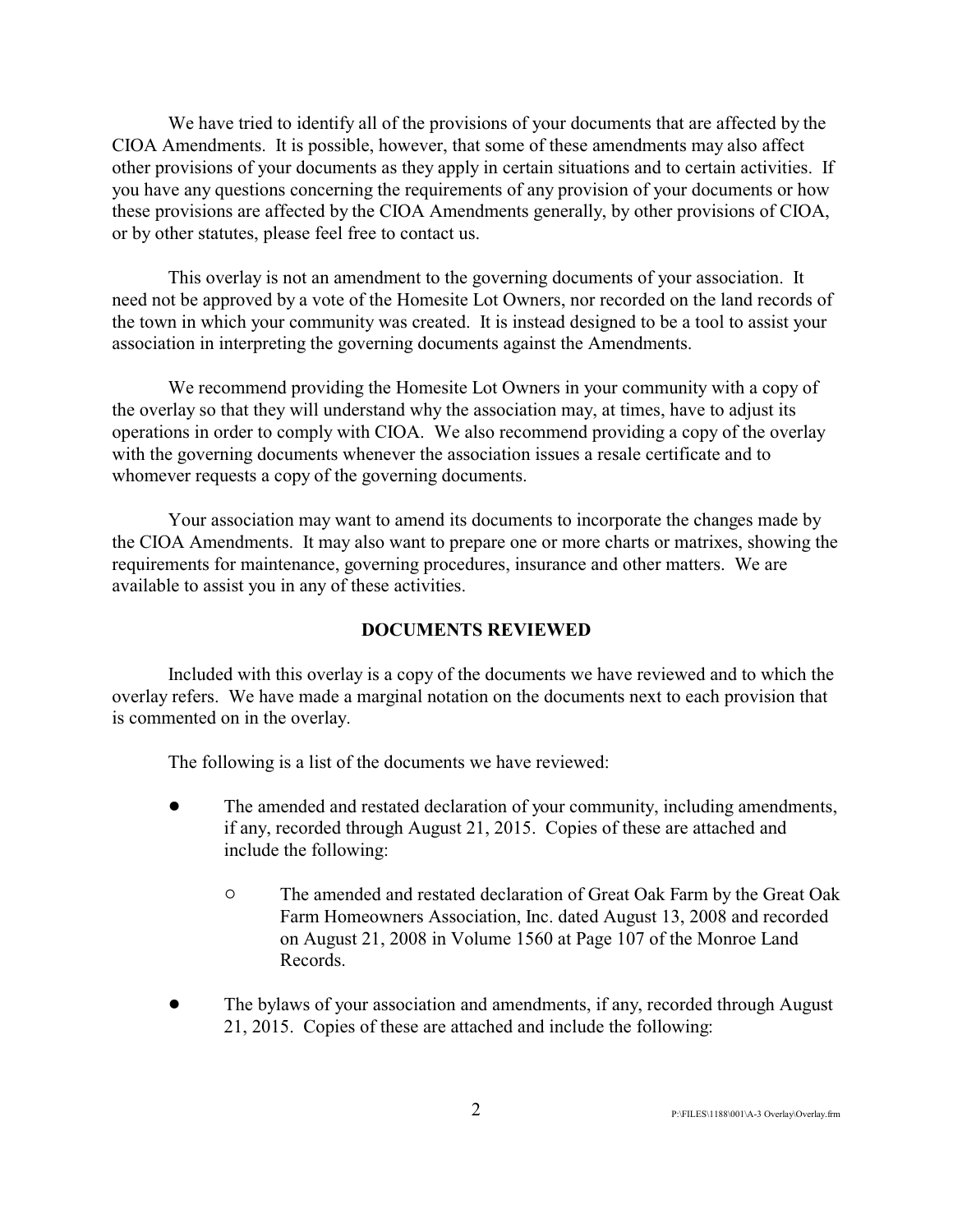We have tried to identify all of the provisions of your documents that are affected by the CIOA Amendments. It is possible, however, that some of these amendments may also affect other provisions of your documents as they apply in certain situations and to certain activities. If you have any questions concerning the requirements of any provision of your documents or how these provisions are affected by the CIOA Amendments generally, by other provisions of CIOA, or by other statutes, please feel free to contact us.

This overlay is not an amendment to the governing documents of your association. It need not be approved by a vote of the Homesite Lot Owners, nor recorded on the land records of the town in which your community was created. It is instead designed to be a tool to assist your association in interpreting the governing documents against the Amendments.

We recommend providing the Homesite Lot Owners in your community with a copy of the overlay so that they will understand why the association may, at times, have to adjust its operations in order to comply with CIOA. We also recommend providing a copy of the overlay with the governing documents whenever the association issues a resale certificate and to whomever requests a copy of the governing documents.

Your association may want to amend its documents to incorporate the changes made by the CIOA Amendments. It may also want to prepare one or more charts or matrixes, showing the requirements for maintenance, governing procedures, insurance and other matters. We are available to assist you in any of these activities.

## DOCUMENTS REVIEWED

Included with this overlay is a copy of the documents we have reviewed and to which the overlay refers. We have made a marginal notation on the documents next to each provision that is commented on in the overlay.

The following is a list of the documents we have reviewed:

- The amended and restated declaration of your community, including amendments, if any, recorded through August 21, 2015. Copies of these are attached and include the following:
    - The amended and restated declaration of Great Oak Farm by the Great Oak Farm Homeowners Association, Inc. dated August 13, 2008 and recorded on August 21, 2008 in Volume 1560 at Page 107 of the Monroe Land Records.
- The bylaws of your association and amendments, if any, recorded through August 21, 2015. Copies of these are attached and include the following: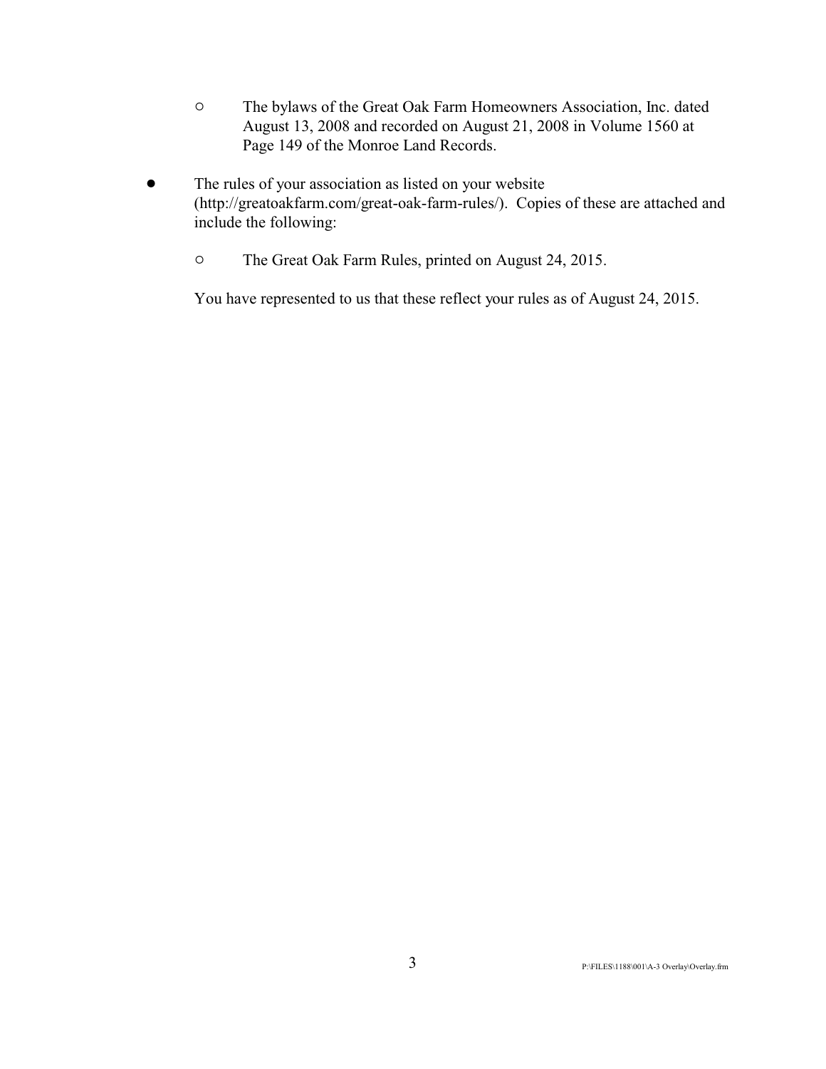- The bylaws of the Great Oak Farm Homeowners Association, Inc. dated August 13, 2008 and recorded on August 21, 2008 in Volume 1560 at Page 149 of the Monroe Land Records.

- The rules of your association as listed on your website (http://greatoakfarm.com/great-oak-farm-rules/). Copies of these are attached and include the following:

  - The Great Oak Farm Rules, printed on August 24, 2015.

  You have represented to us that these reflect your rules as of August 24, 2015.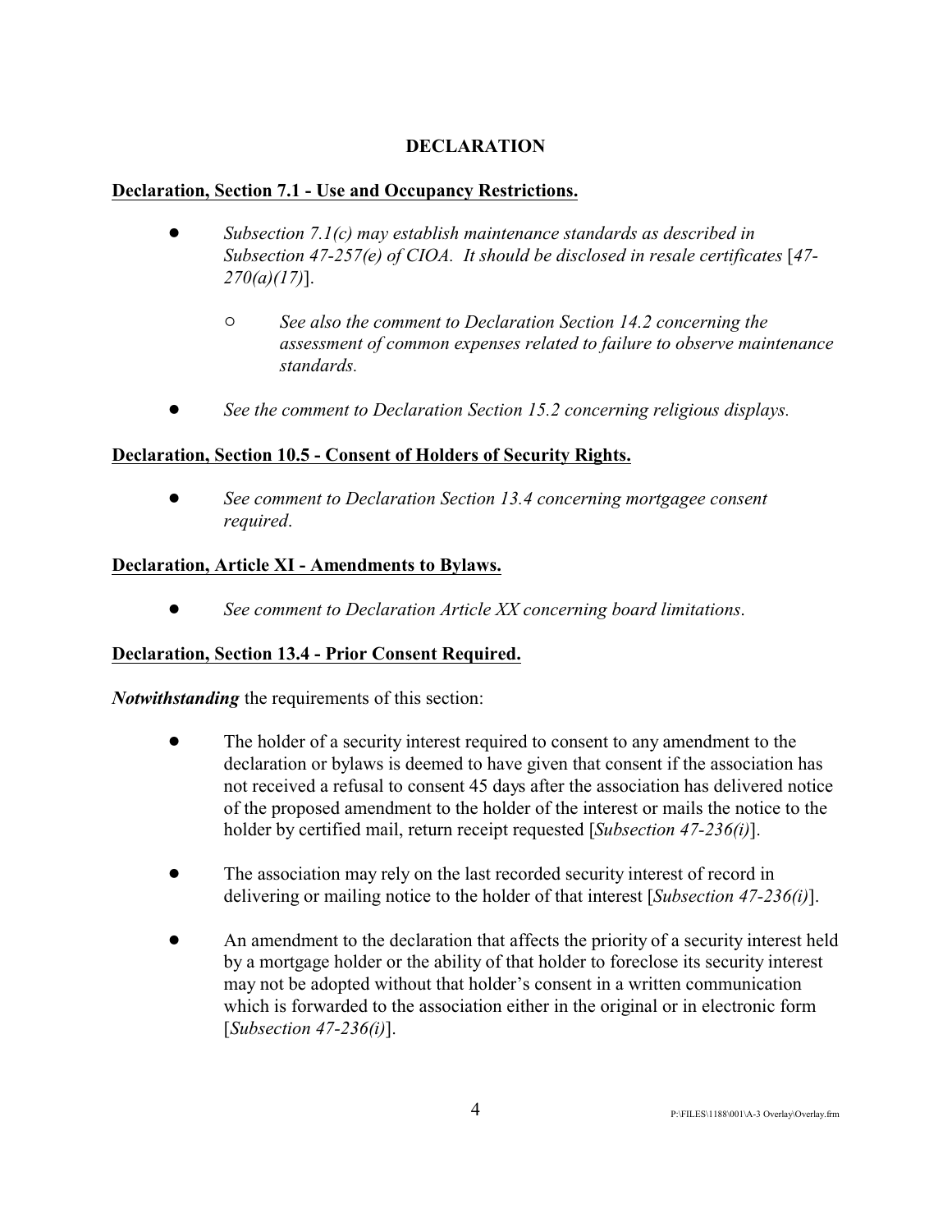## DECLARATION

**Declaration, Section 7.1 - Use and Occupancy Restrictions.**

- *Subsection 7.1(c) may establish maintenance standards as described in Subsection 47-257(e) of CIOA. It should be disclosed in resale certificates* [*47-270(a)(17)*].
  - *See also the comment to Declaration Section 14.2 concerning the assessment of common expenses related to failure to observe maintenance standards.*
- *See the comment to Declaration Section 15.2 concerning religious displays.*

**Declaration, Section 10.5 - Consent of Holders of Security Rights.**

- *See comment to Declaration Section 13.4 concerning mortgagee consent required.*

**Declaration, Article XI - Amendments to Bylaws.**

- *See comment to Declaration Article XX concerning board limitations.*

**Declaration, Section 13.4 - Prior Consent Required.**

***Notwithstanding*** the requirements of this section:

- The holder of a security interest required to consent to any amendment to the declaration or bylaws is deemed to have given that consent if the association has not received a refusal to consent 45 days after the association has delivered notice of the proposed amendment to the holder of the interest or mails the notice to the holder by certified mail, return receipt requested [*Subsection 47-236(i)*].
- The association may rely on the last recorded security interest of record in delivering or mailing notice to the holder of that interest [*Subsection 47-236(i)*].
- An amendment to the declaration that affects the priority of a security interest held by a mortgage holder or the ability of that holder to foreclose its security interest may not be adopted without that holder's consent in a written communication which is forwarded to the association either in the original or in electronic form [*Subsection 47-236(i)*].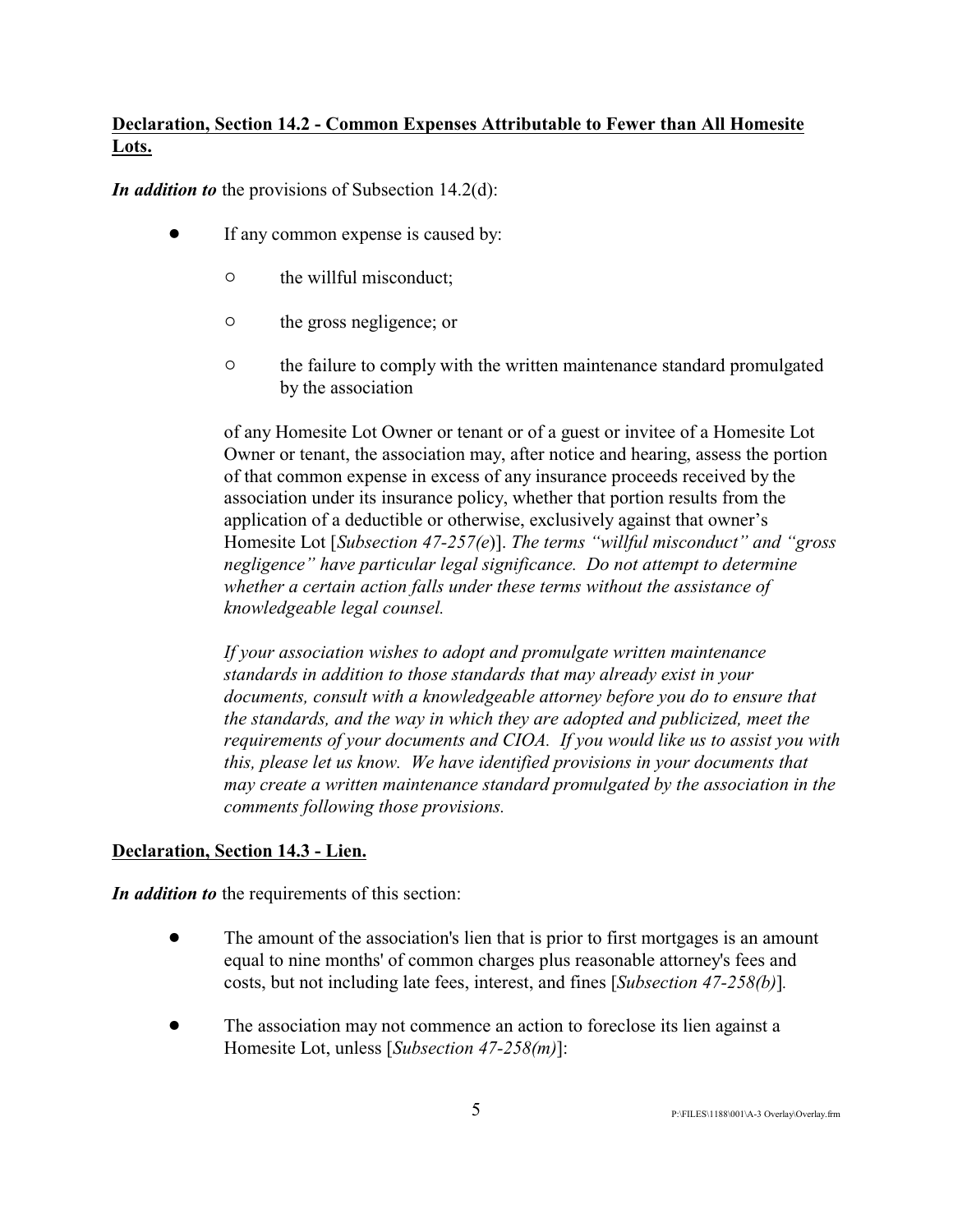**<u>Declaration, Section 14.2 - Common Expenses Attributable to Fewer than All Homesite Lots.</u>**

***In addition to*** the provisions of Subsection 14.2(d):

- If any common expense is caused by:
  - the willful misconduct;
  - the gross negligence; or
  - the failure to comply with the written maintenance standard promulgated by the association

  of any Homesite Lot Owner or tenant or of a guest or invitee of a Homesite Lot Owner or tenant, the association may, after notice and hearing, assess the portion of that common expense in excess of any insurance proceeds received by the association under its insurance policy, whether that portion results from the application of a deductible or otherwise, exclusively against that owner's Homesite Lot [*Subsection 47-257(e)*]. *The terms "willful misconduct" and "gross negligence" have particular legal significance. Do not attempt to determine whether a certain action falls under these terms without the assistance of knowledgeable legal counsel.*

  *If your association wishes to adopt and promulgate written maintenance standards in addition to those standards that may already exist in your documents, consult with a knowledgeable attorney before you do to ensure that the standards, and the way in which they are adopted and publicized, meet the requirements of your documents and CIOA. If you would like us to assist you with this, please let us know. We have identified provisions in your documents that may create a written maintenance standard promulgated by the association in the comments following those provisions.*

**<u>Declaration, Section 14.3 - Lien.</u>**

***In addition to*** the requirements of this section:

- The amount of the association's lien that is prior to first mortgages is an amount equal to nine months' of common charges plus reasonable attorney's fees and costs, but not including late fees, interest, and fines [*Subsection 47-258(b)*].

- The association may not commence an action to foreclose its lien against a Homesite Lot, unless [*Subsection 47-258(m)*]: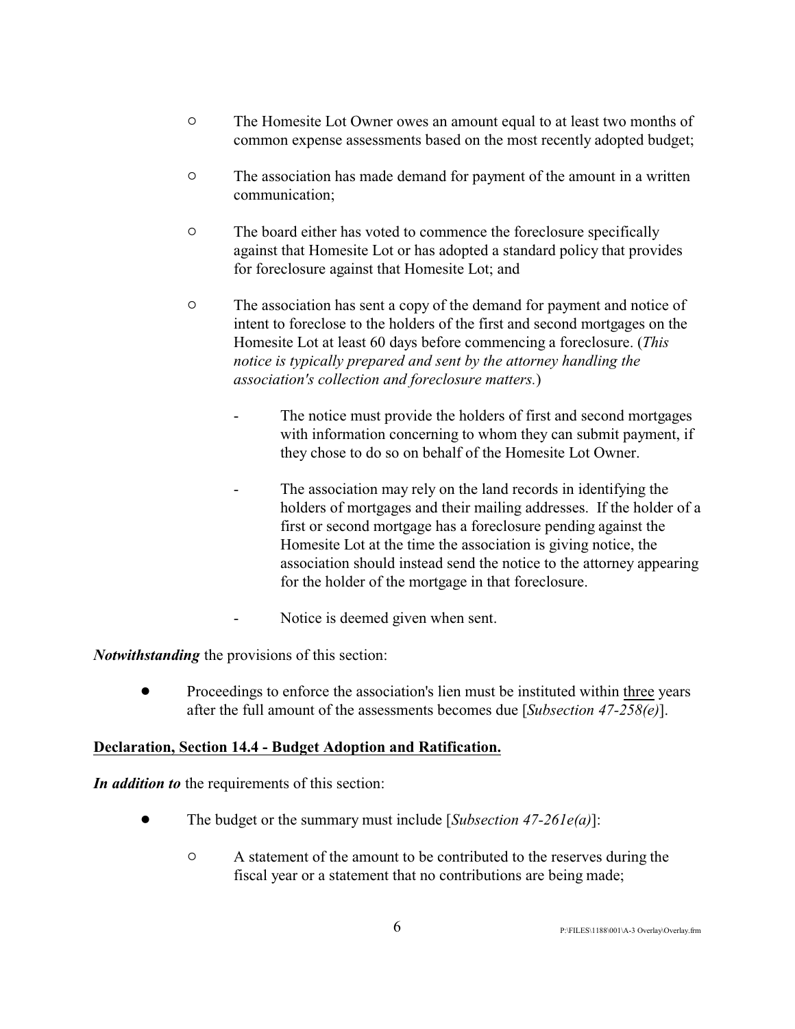- The Homesite Lot Owner owes an amount equal to at least two months of common expense assessments based on the most recently adopted budget;
  - The association has made demand for payment of the amount in a written communication;
  - The board either has voted to commence the foreclosure specifically against that Homesite Lot or has adopted a standard policy that provides for foreclosure against that Homesite Lot; and
  - The association has sent a copy of the demand for payment and notice of intent to foreclose to the holders of the first and second mortgages on the Homesite Lot at least 60 days before commencing a foreclosure. (*This notice is typically prepared and sent by the attorney handling the association's collection and foreclosure matters.*)
    - The notice must provide the holders of first and second mortgages with information concerning to whom they can submit payment, if they chose to do so on behalf of the Homesite Lot Owner.
    - The association may rely on the land records in identifying the holders of mortgages and their mailing addresses. If the holder of a first or second mortgage has a foreclosure pending against the Homesite Lot at the time the association is giving notice, the association should instead send the notice to the attorney appearing for the holder of the mortgage in that foreclosure.
    - Notice is deemed given when sent.

***Notwithstanding*** the provisions of this section:

- Proceedings to enforce the association's lien must be instituted within three years after the full amount of the assessments becomes due [*Subsection 47-258(e)*].

**Declaration, Section 14.4 - Budget Adoption and Ratification.**

***In addition to*** the requirements of this section:

- The budget or the summary must include [*Subsection 47-261e(a)*]:
  - A statement of the amount to be contributed to the reserves during the fiscal year or a statement that no contributions are being made;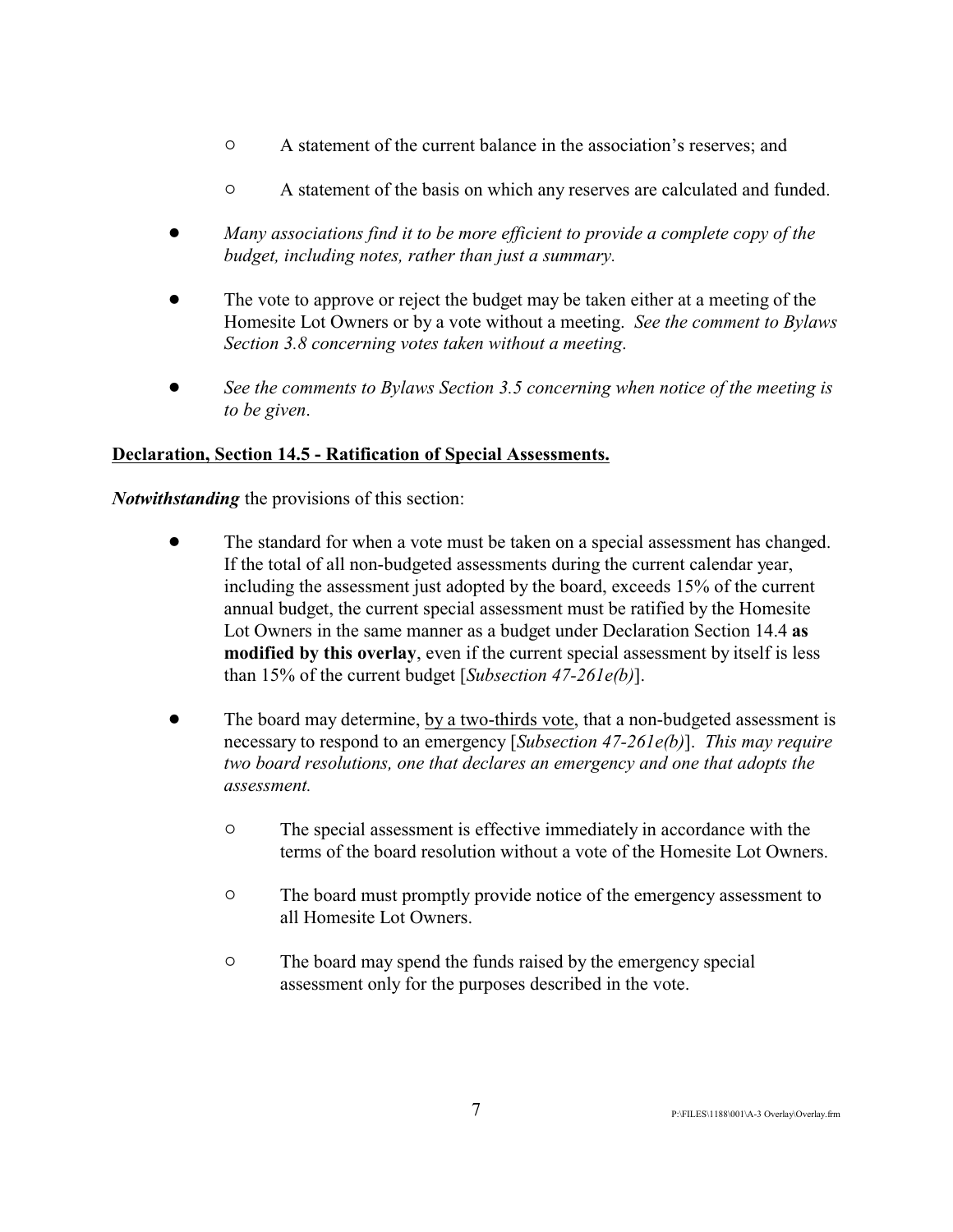- A statement of the current balance in the association's reserves; and

    - A statement of the basis on which any reserves are calculated and funded.

- *Many associations find it to be more efficient to provide a complete copy of the budget, including notes, rather than just a summary.*

- The vote to approve or reject the budget may be taken either at a meeting of the Homesite Lot Owners or by a vote without a meeting. *See the comment to Bylaws Section 3.8 concerning votes taken without a meeting*.

- *See the comments to Bylaws Section 3.5 concerning when notice of the meeting is to be given*.

<u>**Declaration, Section 14.5 - Ratification of Special Assessments.**</u>

***Notwithstanding*** the provisions of this section:

- The standard for when a vote must be taken on a special assessment has changed. If the total of all non-budgeted assessments during the current calendar year, including the assessment just adopted by the board, exceeds 15% of the current annual budget, the current special assessment must be ratified by the Homesite Lot Owners in the same manner as a budget under Declaration Section 14.4 **as modified by this overlay**, even if the current special assessment by itself is less than 15% of the current budget [*Subsection 47-261e(b)*].

- The board may determine, <u>by a two-thirds vote</u>, that a non-budgeted assessment is necessary to respond to an emergency [*Subsection 47-261e(b)*]. *This may require two board resolutions, one that declares an emergency and one that adopts the assessment.*

    - The special assessment is effective immediately in accordance with the terms of the board resolution without a vote of the Homesite Lot Owners.

    - The board must promptly provide notice of the emergency assessment to all Homesite Lot Owners.

    - The board may spend the funds raised by the emergency special assessment only for the purposes described in the vote.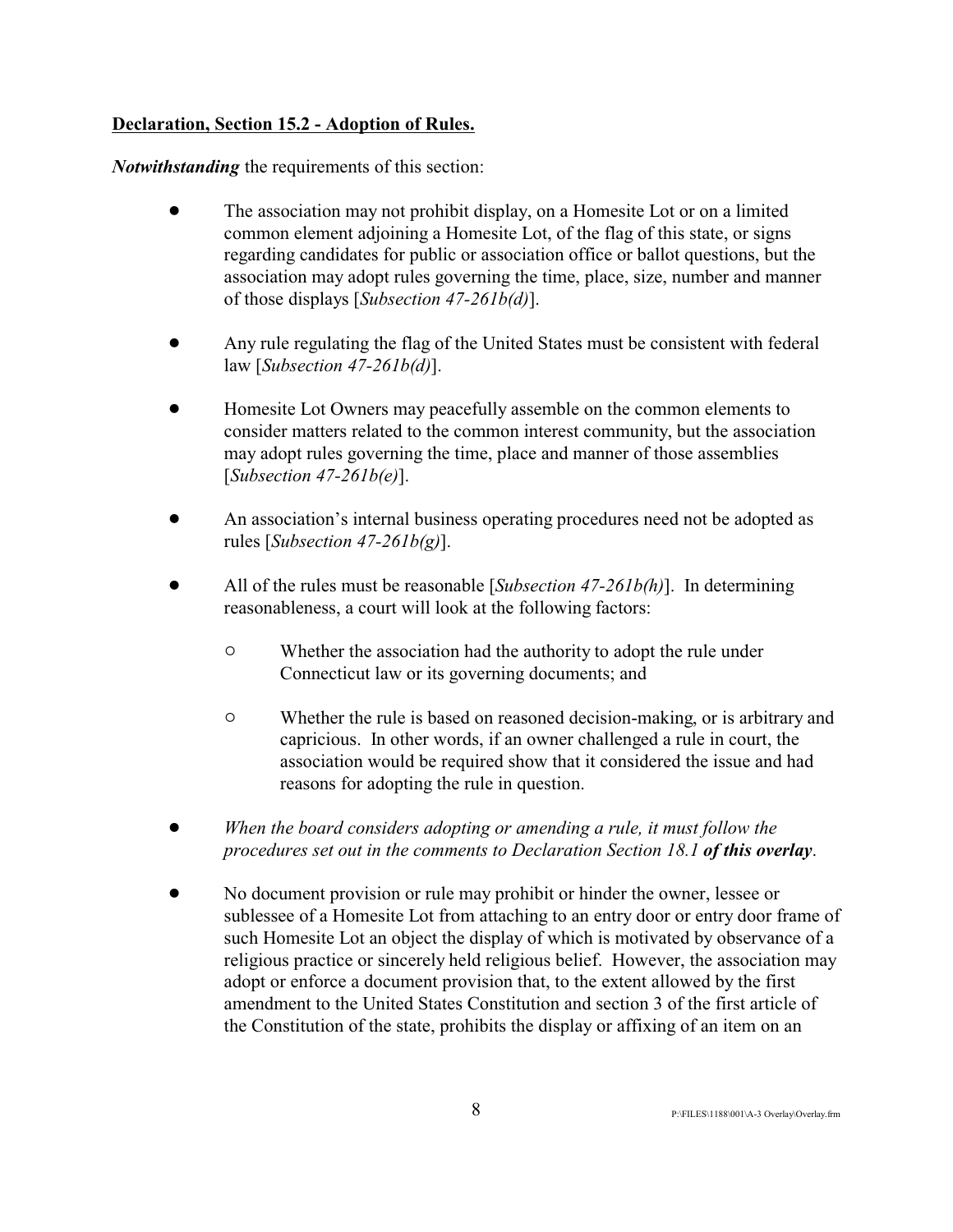**<u>Declaration, Section 15.2 - Adoption of Rules.</u>**

***Notwithstanding*** the requirements of this section:

- The association may not prohibit display, on a Homesite Lot or on a limited common element adjoining a Homesite Lot, of the flag of this state, or signs regarding candidates for public or association office or ballot questions, but the association may adopt rules governing the time, place, size, number and manner of those displays [*Subsection 47-261b(d)*].

- Any rule regulating the flag of the United States must be consistent with federal law [*Subsection 47-261b(d)*].

- Homesite Lot Owners may peacefully assemble on the common elements to consider matters related to the common interest community, but the association may adopt rules governing the time, place and manner of those assemblies [*Subsection 47-261b(e)*].

- An association's internal business operating procedures need not be adopted as rules [*Subsection 47-261b(g)*].

- All of the rules must be reasonable [*Subsection 47-261b(h)*]. In determining reasonableness, a court will look at the following factors:

  - Whether the association had the authority to adopt the rule under Connecticut law or its governing documents; and

  - Whether the rule is based on reasoned decision-making, or is arbitrary and capricious. In other words, if an owner challenged a rule in court, the association would be required show that it considered the issue and had reasons for adopting the rule in question.

- *When the board considers adopting or amending a rule, it must follow the procedures set out in the comments to Declaration Section 18.1* ***of this overlay***.

- No document provision or rule may prohibit or hinder the owner, lessee or sublessee of a Homesite Lot from attaching to an entry door or entry door frame of such Homesite Lot an object the display of which is motivated by observance of a religious practice or sincerely held religious belief. However, the association may adopt or enforce a document provision that, to the extent allowed by the first amendment to the United States Constitution and section 3 of the first article of the Constitution of the state, prohibits the display or affixing of an item on an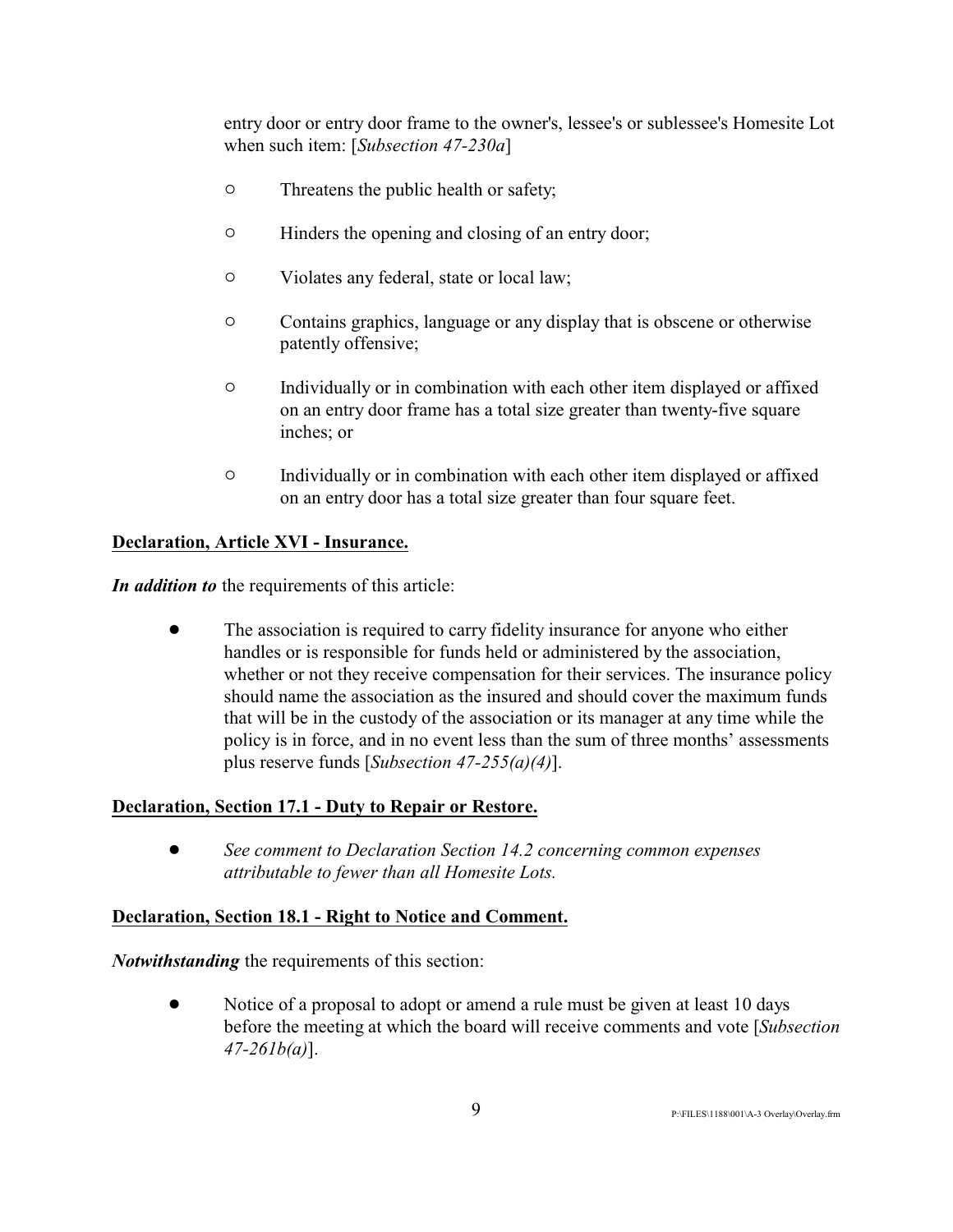entry door or entry door frame to the owner's, lessee's or sublessee's Homesite Lot when such item: [*Subsection 47-230a*]

- Threatens the public health or safety;
- Hinders the opening and closing of an entry door;
- Violates any federal, state or local law;
- Contains graphics, language or any display that is obscene or otherwise patently offensive;
- Individually or in combination with each other item displayed or affixed on an entry door frame has a total size greater than twenty-five square inches; or
- Individually or in combination with each other item displayed or affixed on an entry door has a total size greater than four square feet.

**Declaration, Article XVI - Insurance.**

***In addition to*** the requirements of this article:

- The association is required to carry fidelity insurance for anyone who either handles or is responsible for funds held or administered by the association, whether or not they receive compensation for their services. The insurance policy should name the association as the insured and should cover the maximum funds that will be in the custody of the association or its manager at any time while the policy is in force, and in no event less than the sum of three months' assessments plus reserve funds [*Subsection 47-255(a)(4)*].

**Declaration, Section 17.1 - Duty to Repair or Restore.**

- *See comment to Declaration Section 14.2 concerning common expenses attributable to fewer than all Homesite Lots.*

**Declaration, Section 18.1 - Right to Notice and Comment.**

***Notwithstanding*** the requirements of this section:

- Notice of a proposal to adopt or amend a rule must be given at least 10 days before the meeting at which the board will receive comments and vote [*Subsection 47-261b(a)*].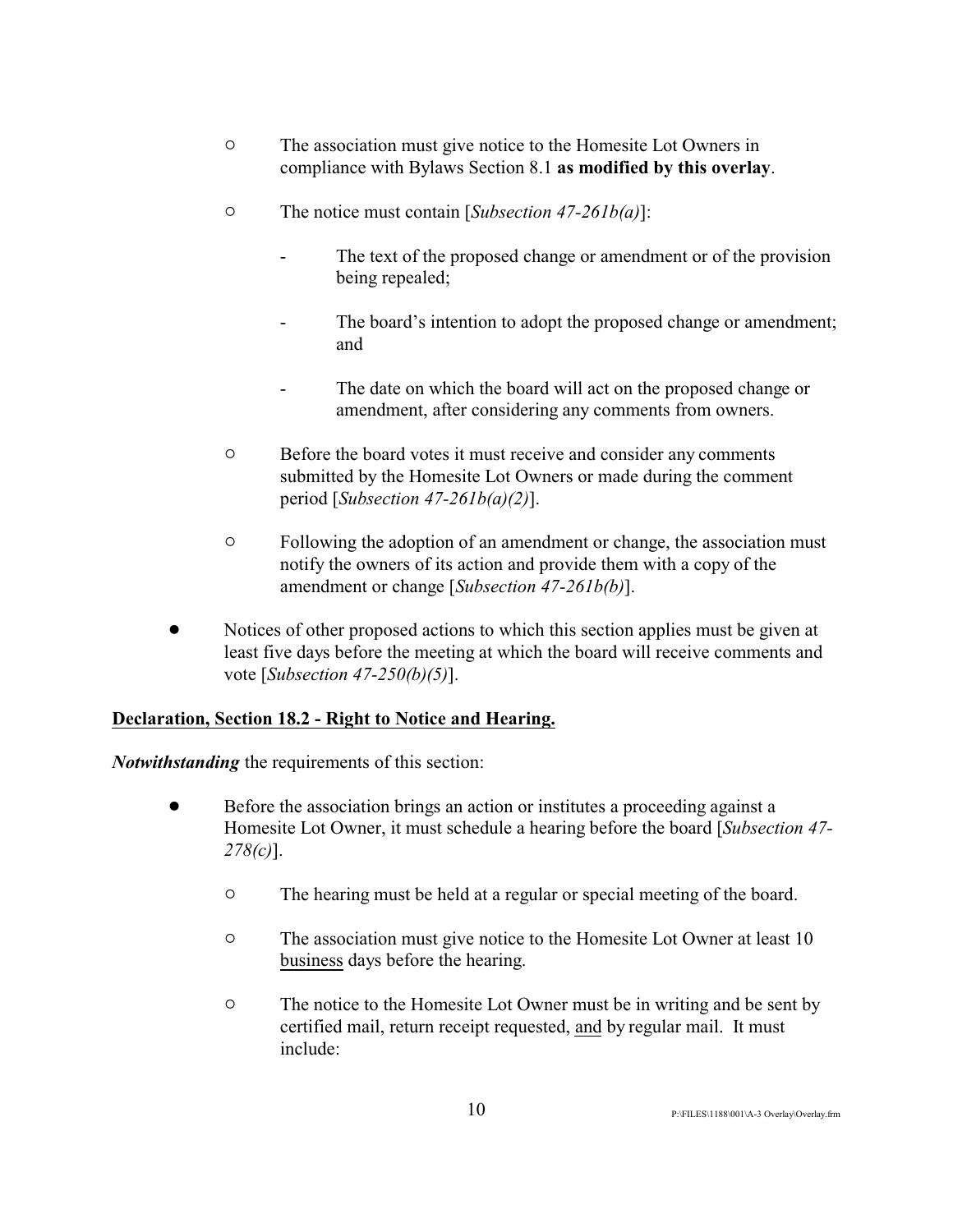- The association must give notice to the Homesite Lot Owners in compliance with Bylaws Section 8.1 **as modified by this overlay**.

- The notice must contain [*Subsection 47-261b(a)*]:

    - The text of the proposed change or amendment or of the provision being repealed;

    - The board's intention to adopt the proposed change or amendment; and

    - The date on which the board will act on the proposed change or amendment, after considering any comments from owners.

- Before the board votes it must receive and consider any comments submitted by the Homesite Lot Owners or made during the comment period [*Subsection 47-261b(a)(2)*].

- Following the adoption of an amendment or change, the association must notify the owners of its action and provide them with a copy of the amendment or change [*Subsection 47-261b(b)*].

- Notices of other proposed actions to which this section applies must be given at least five days before the meeting at which the board will receive comments and vote [*Subsection 47-250(b)(5)*].

<u>**Declaration, Section 18.2 - Right to Notice and Hearing.**</u>

***Notwithstanding*** the requirements of this section:

- Before the association brings an action or institutes a proceeding against a Homesite Lot Owner, it must schedule a hearing before the board [*Subsection 47-278(c)*].

    - The hearing must be held at a regular or special meeting of the board.

    - The association must give notice to the Homesite Lot Owner at least 10 <u>business</u> days before the hearing.

    - The notice to the Homesite Lot Owner must be in writing and be sent by certified mail, return receipt requested, <u>and</u> by regular mail. It must include: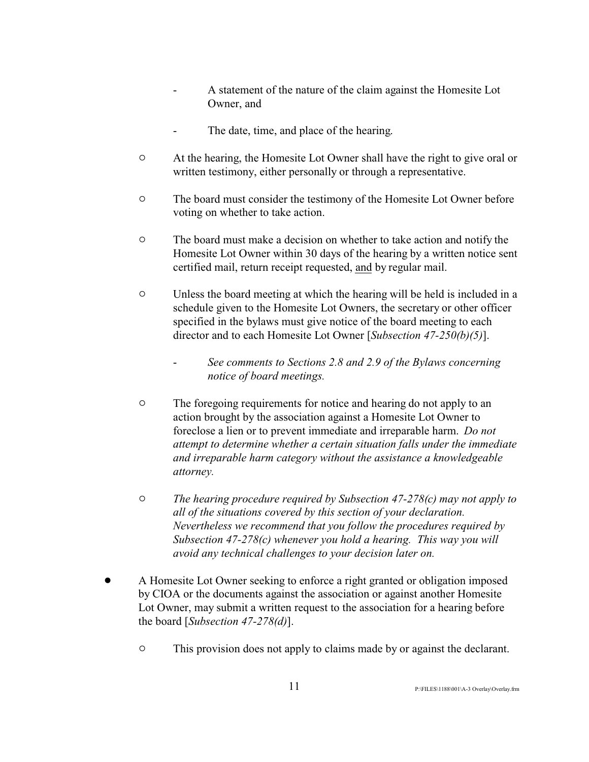- A statement of the nature of the claim against the Homesite Lot Owner, and

        - The date, time, and place of the hearing.

    - At the hearing, the Homesite Lot Owner shall have the right to give oral or written testimony, either personally or through a representative.

    - The board must consider the testimony of the Homesite Lot Owner before voting on whether to take action.

    - The board must make a decision on whether to take action and notify the Homesite Lot Owner within 30 days of the hearing by a written notice sent certified mail, return receipt requested, <u>and</u> by regular mail.

    - Unless the board meeting at which the hearing will be held is included in a schedule given to the Homesite Lot Owners, the secretary or other officer specified in the bylaws must give notice of the board meeting to each director and to each Homesite Lot Owner [*Subsection 47-250(b)(5)*].

        - *See comments to Sections 2.8 and 2.9 of the Bylaws concerning notice of board meetings.*

    - The foregoing requirements for notice and hearing do not apply to an action brought by the association against a Homesite Lot Owner to foreclose a lien or to prevent immediate and irreparable harm. *Do not attempt to determine whether a certain situation falls under the immediate and irreparable harm category without the assistance a knowledgeable attorney.*

    - *The hearing procedure required by Subsection 47-278(c) may not apply to all of the situations covered by this section of your declaration. Nevertheless we recommend that you follow the procedures required by Subsection 47-278(c) whenever you hold a hearing. This way you will avoid any technical challenges to your decision later on.*

- A Homesite Lot Owner seeking to enforce a right granted or obligation imposed by CIOA or the documents against the association or against another Homesite Lot Owner, may submit a written request to the association for a hearing before the board [*Subsection 47-278(d)*].

    - This provision does not apply to claims made by or against the declarant.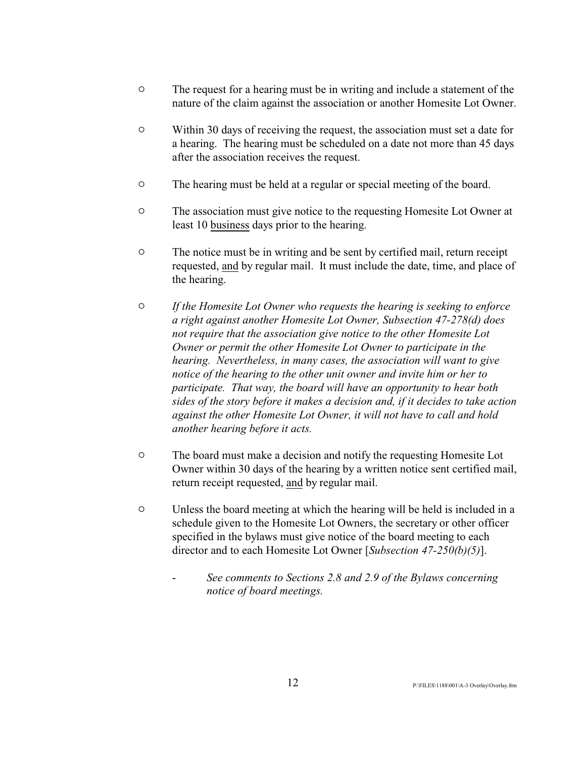- The request for a hearing must be in writing and include a statement of the nature of the claim against the association or another Homesite Lot Owner.

- Within 30 days of receiving the request, the association must set a date for a hearing. The hearing must be scheduled on a date not more than 45 days after the association receives the request.

- The hearing must be held at a regular or special meeting of the board.

- The association must give notice to the requesting Homesite Lot Owner at least 10 <u>business</u> days prior to the hearing.

- The notice must be in writing and be sent by certified mail, return receipt requested, <u>and</u> by regular mail. It must include the date, time, and place of the hearing.

- *If the Homesite Lot Owner who requests the hearing is seeking to enforce a right against another Homesite Lot Owner, Subsection 47-278(d) does not require that the association give notice to the other Homesite Lot Owner or permit the other Homesite Lot Owner to participate in the hearing. Nevertheless, in many cases, the association will want to give notice of the hearing to the other unit owner and invite him or her to participate. That way, the board will have an opportunity to hear both sides of the story before it makes a decision and, if it decides to take action against the other Homesite Lot Owner, it will not have to call and hold another hearing before it acts.*

- The board must make a decision and notify the requesting Homesite Lot Owner within 30 days of the hearing by a written notice sent certified mail, return receipt requested, <u>and</u> by regular mail.

- Unless the board meeting at which the hearing will be held is included in a schedule given to the Homesite Lot Owners, the secretary or other officer specified in the bylaws must give notice of the board meeting to each director and to each Homesite Lot Owner [*Subsection 47-250(b)(5)*].

  - *See comments to Sections 2.8 and 2.9 of the Bylaws concerning notice of board meetings.*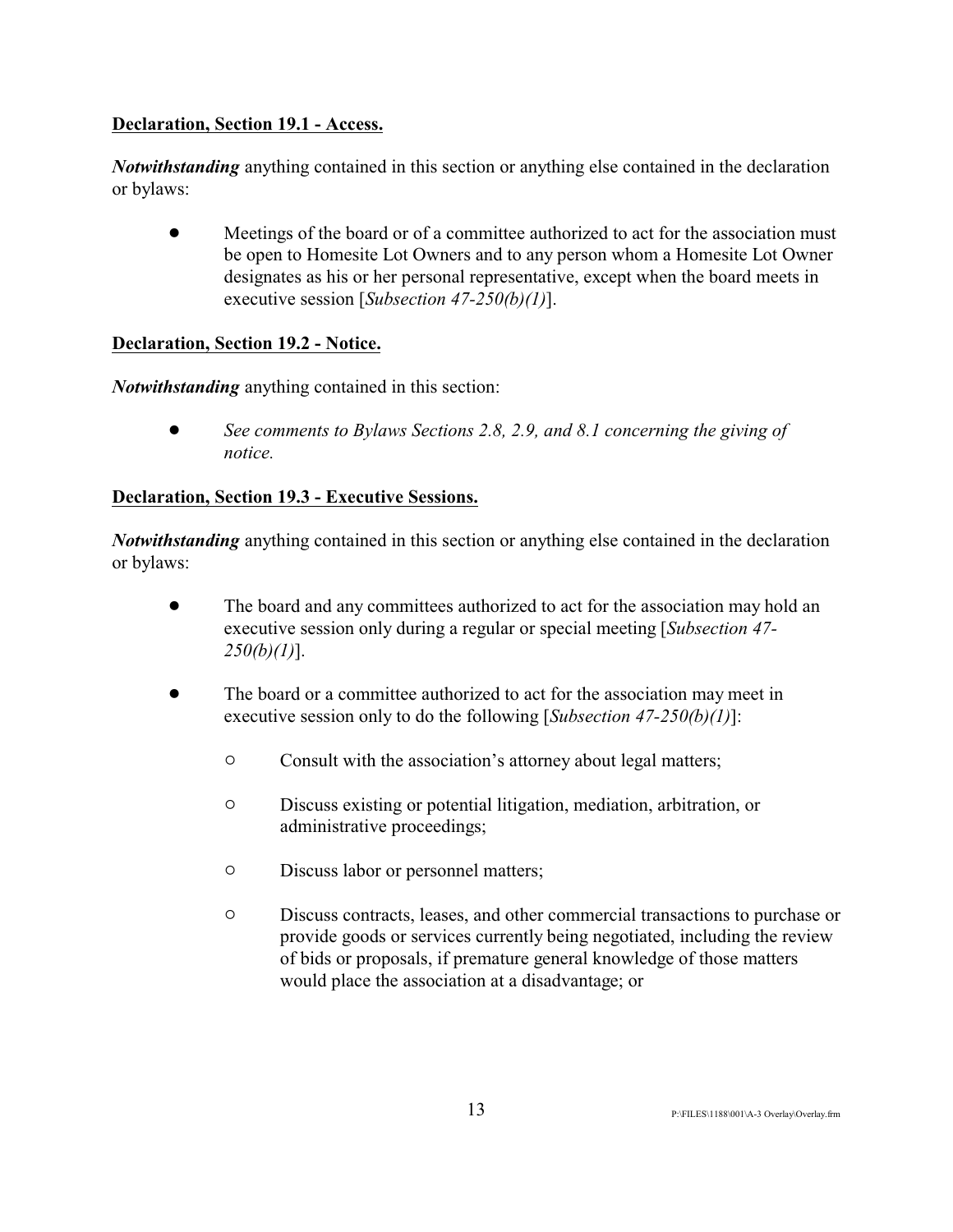**Declaration, Section 19.1 - Access.**

***Notwithstanding*** anything contained in this section or anything else contained in the declaration or bylaws:

- Meetings of the board or of a committee authorized to act for the association must be open to Homesite Lot Owners and to any person whom a Homesite Lot Owner designates as his or her personal representative, except when the board meets in executive session [*Subsection 47-250(b)(1)*].

**Declaration, Section 19.2 - Notice.**

***Notwithstanding*** anything contained in this section:

- *See comments to Bylaws Sections 2.8, 2.9, and 8.1 concerning the giving of notice.*

**Declaration, Section 19.3 - Executive Sessions.**

***Notwithstanding*** anything contained in this section or anything else contained in the declaration or bylaws:

- The board and any committees authorized to act for the association may hold an executive session only during a regular or special meeting [*Subsection 47-250(b)(1)*].

- The board or a committee authorized to act for the association may meet in executive session only to do the following [*Subsection 47-250(b)(1)*]:

  - Consult with the association's attorney about legal matters;

  - Discuss existing or potential litigation, mediation, arbitration, or administrative proceedings;

  - Discuss labor or personnel matters;

  - Discuss contracts, leases, and other commercial transactions to purchase or provide goods or services currently being negotiated, including the review of bids or proposals, if premature general knowledge of those matters would place the association at a disadvantage; or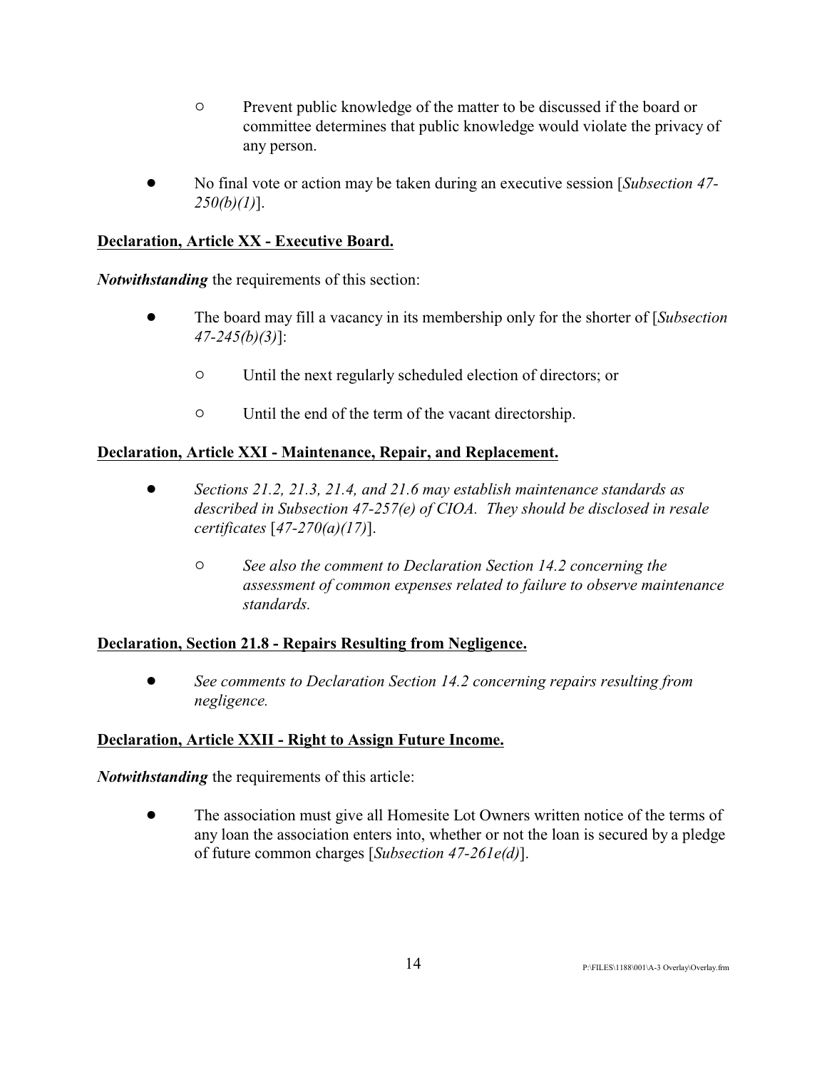- Prevent public knowledge of the matter to be discussed if the board or committee determines that public knowledge would violate the privacy of any person.

- No final vote or action may be taken during an executive session [*Subsection 47-250(b)(1)*].

**Declaration, Article XX - Executive Board.**

***Notwithstanding*** the requirements of this section:

- The board may fill a vacancy in its membership only for the shorter of [*Subsection 47-245(b)(3)*]:
  - Until the next regularly scheduled election of directors; or
  - Until the end of the term of the vacant directorship.

**Declaration, Article XXI - Maintenance, Repair, and Replacement.**

- *Sections 21.2, 21.3, 21.4, and 21.6 may establish maintenance standards as described in Subsection 47-257(e) of CIOA. They should be disclosed in resale certificates* [*47-270(a)(17)*].
  - *See also the comment to Declaration Section 14.2 concerning the assessment of common expenses related to failure to observe maintenance standards.*

**Declaration, Section 21.8 - Repairs Resulting from Negligence.**

- *See comments to Declaration Section 14.2 concerning repairs resulting from negligence.*

**Declaration, Article XXII - Right to Assign Future Income.**

***Notwithstanding*** the requirements of this article:

- The association must give all Homesite Lot Owners written notice of the terms of any loan the association enters into, whether or not the loan is secured by a pledge of future common charges [*Subsection 47-261e(d)*].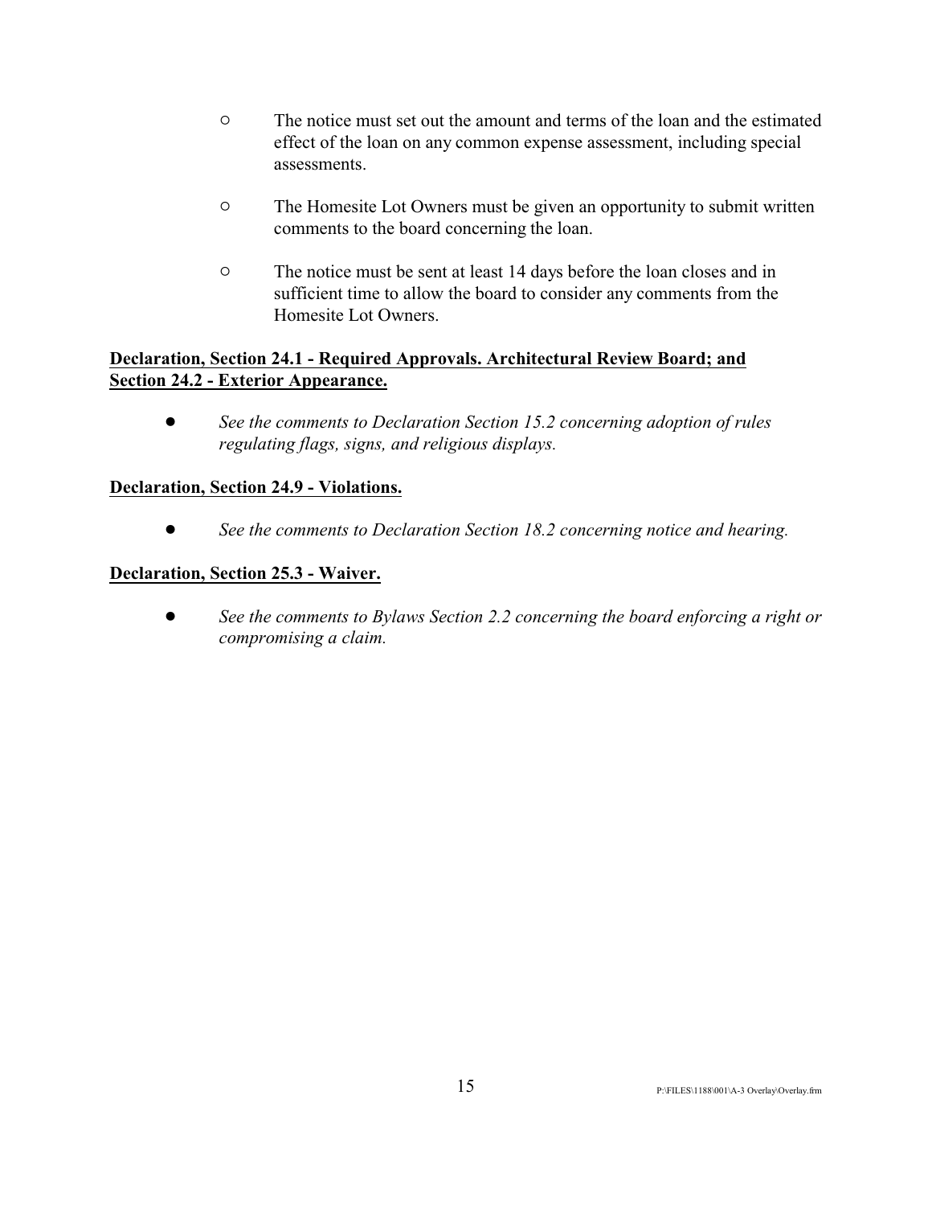- The notice must set out the amount and terms of the loan and the estimated effect of the loan on any common expense assessment, including special assessments.

- The Homesite Lot Owners must be given an opportunity to submit written comments to the board concerning the loan.

- The notice must be sent at least 14 days before the loan closes and in sufficient time to allow the board to consider any comments from the Homesite Lot Owners.

**Declaration, Section 24.1 - Required Approvals. Architectural Review Board; and Section 24.2 - Exterior Appearance.**

- *See the comments to Declaration Section 15.2 concerning adoption of rules regulating flags, signs, and religious displays.*

**Declaration, Section 24.9 - Violations.**

- *See the comments to Declaration Section 18.2 concerning notice and hearing.*

**Declaration, Section 25.3 - Waiver.**

- *See the comments to Bylaws Section 2.2 concerning the board enforcing a right or compromising a claim.*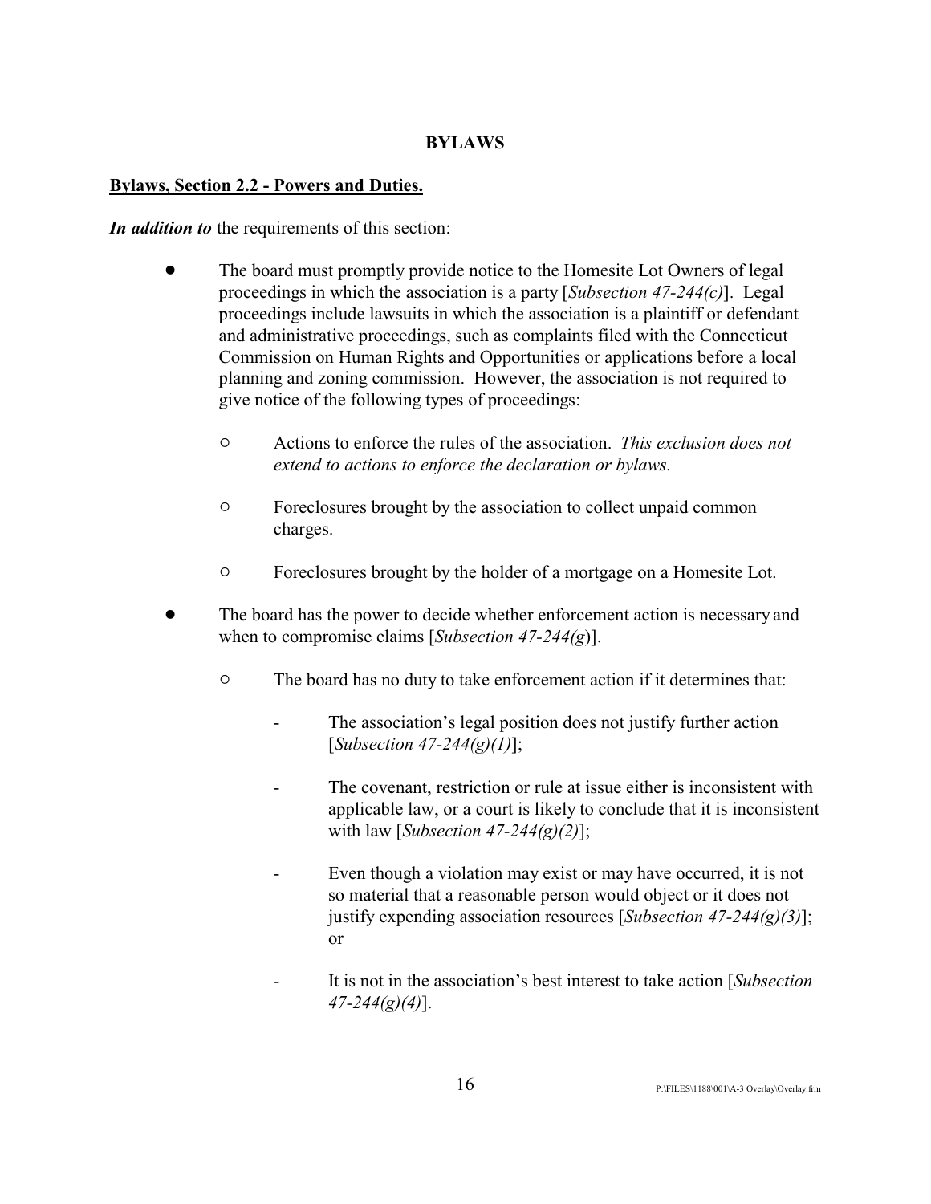## BYLAWS

**Bylaws, Section 2.2 - Powers and Duties.**

***In addition to*** the requirements of this section:

- The board must promptly provide notice to the Homesite Lot Owners of legal proceedings in which the association is a party [*Subsection 47-244(c)*]. Legal proceedings include lawsuits in which the association is a plaintiff or defendant and administrative proceedings, such as complaints filed with the Connecticut Commission on Human Rights and Opportunities or applications before a local planning and zoning commission. However, the association is not required to give notice of the following types of proceedings:
  - Actions to enforce the rules of the association. *This exclusion does not extend to actions to enforce the declaration or bylaws.*
  - Foreclosures brought by the association to collect unpaid common charges.
  - Foreclosures brought by the holder of a mortgage on a Homesite Lot.
- The board has the power to decide whether enforcement action is necessary and when to compromise claims [*Subsection 47-244(g)*].
  - The board has no duty to take enforcement action if it determines that:
    - The association's legal position does not justify further action [*Subsection 47-244(g)(1)*];
    - The covenant, restriction or rule at issue either is inconsistent with applicable law, or a court is likely to conclude that it is inconsistent with law [*Subsection 47-244(g)(2)*];
    - Even though a violation may exist or may have occurred, it is not so material that a reasonable person would object or it does not justify expending association resources [*Subsection 47-244(g)(3)*]; or
    - It is not in the association's best interest to take action [*Subsection 47-244(g)(4)*].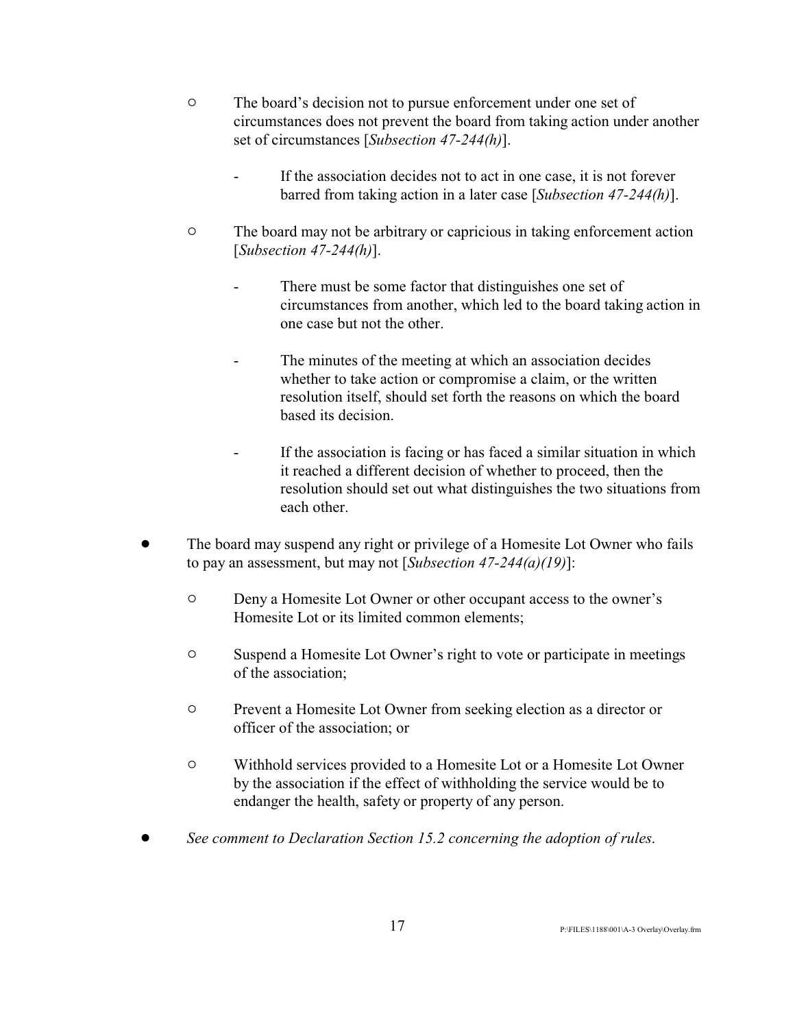- The board's decision not to pursue enforcement under one set of circumstances does not prevent the board from taking action under another set of circumstances [*Subsection 47-244(h)*].

    - If the association decides not to act in one case, it is not forever barred from taking action in a later case [*Subsection 47-244(h)*].

  - The board may not be arbitrary or capricious in taking enforcement action [*Subsection 47-244(h)*].

    - There must be some factor that distinguishes one set of circumstances from another, which led to the board taking action in one case but not the other.

    - The minutes of the meeting at which an association decides whether to take action or compromise a claim, or the written resolution itself, should set forth the reasons on which the board based its decision.

    - If the association is facing or has faced a similar situation in which it reached a different decision of whether to proceed, then the resolution should set out what distinguishes the two situations from each other.

- The board may suspend any right or privilege of a Homesite Lot Owner who fails to pay an assessment, but may not [*Subsection 47-244(a)(19)*]:

  - Deny a Homesite Lot Owner or other occupant access to the owner's Homesite Lot or its limited common elements;

  - Suspend a Homesite Lot Owner's right to vote or participate in meetings of the association;

  - Prevent a Homesite Lot Owner from seeking election as a director or officer of the association; or

  - Withhold services provided to a Homesite Lot or a Homesite Lot Owner by the association if the effect of withholding the service would be to endanger the health, safety or property of any person.

- *See comment to Declaration Section 15.2 concerning the adoption of rules.*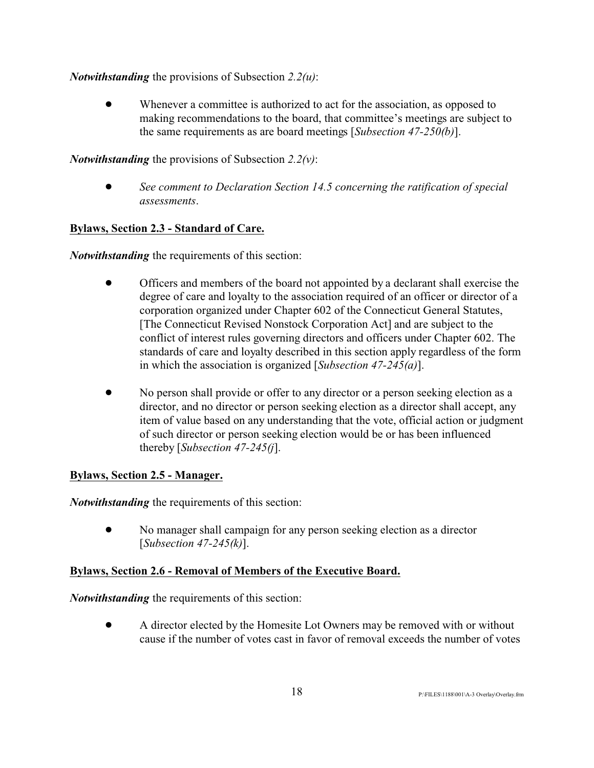***Notwithstanding*** the provisions of Subsection *2.2(u)*:

- Whenever a committee is authorized to act for the association, as opposed to making recommendations to the board, that committee's meetings are subject to the same requirements as are board meetings [*Subsection 47-250(b)*].

***Notwithstanding*** the provisions of Subsection *2.2(v)*:

- *See comment to Declaration Section 14.5 concerning the ratification of special assessments*.

**Bylaws, Section 2.3 - Standard of Care.**

***Notwithstanding*** the requirements of this section:

- Officers and members of the board not appointed by a declarant shall exercise the degree of care and loyalty to the association required of an officer or director of a corporation organized under Chapter 602 of the Connecticut General Statutes, [The Connecticut Revised Nonstock Corporation Act] and are subject to the conflict of interest rules governing directors and officers under Chapter 602. The standards of care and loyalty described in this section apply regardless of the form in which the association is organized [*Subsection 47-245(a)*].

- No person shall provide or offer to any director or a person seeking election as a director, and no director or person seeking election as a director shall accept, any item of value based on any understanding that the vote, official action or judgment of such director or person seeking election would be or has been influenced thereby [*Subsection 47-245(j*].

**Bylaws, Section 2.5 - Manager.**

***Notwithstanding*** the requirements of this section:

- No manager shall campaign for any person seeking election as a director [*Subsection 47-245(k)*].

**Bylaws, Section 2.6 - Removal of Members of the Executive Board.**

***Notwithstanding*** the requirements of this section:

- A director elected by the Homesite Lot Owners may be removed with or without cause if the number of votes cast in favor of removal exceeds the number of votes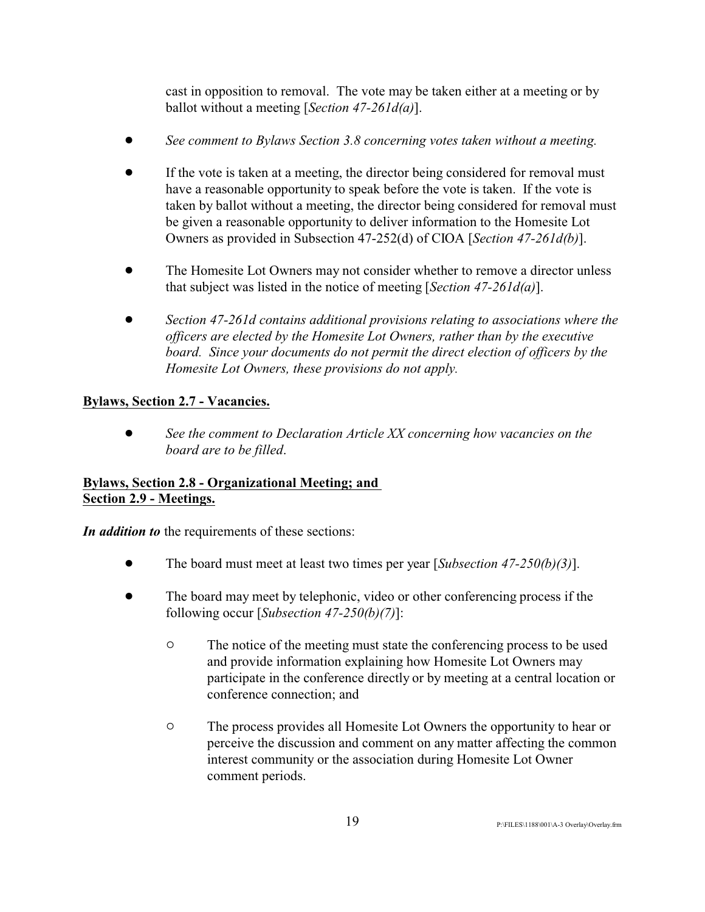cast in opposition to removal. The vote may be taken either at a meeting or by ballot without a meeting [*Section 47-261d(a)*].

- *See comment to Bylaws Section 3.8 concerning votes taken without a meeting.*

- If the vote is taken at a meeting, the director being considered for removal must have a reasonable opportunity to speak before the vote is taken. If the vote is taken by ballot without a meeting, the director being considered for removal must be given a reasonable opportunity to deliver information to the Homesite Lot Owners as provided in Subsection 47-252(d) of CIOA [*Section 47-261d(b)*].

- The Homesite Lot Owners may not consider whether to remove a director unless that subject was listed in the notice of meeting [*Section 47-261d(a)*].

- *Section 47-261d contains additional provisions relating to associations where the officers are elected by the Homesite Lot Owners, rather than by the executive board. Since your documents do not permit the direct election of officers by the Homesite Lot Owners, these provisions do not apply.*

**<u>Bylaws, Section 2.7 - Vacancies.</u>**

- *See the comment to Declaration Article XX concerning how vacancies on the board are to be filled.*

**<u>Bylaws, Section 2.8 - Organizational Meeting; and</u>**
**<u>Section 2.9 - Meetings.</u>**

***In addition to*** the requirements of these sections:

- The board must meet at least two times per year [*Subsection 47-250(b)(3)*].

- The board may meet by telephonic, video or other conferencing process if the following occur [*Subsection 47-250(b)(7)*]:

  - The notice of the meeting must state the conferencing process to be used and provide information explaining how Homesite Lot Owners may participate in the conference directly or by meeting at a central location or conference connection; and

  - The process provides all Homesite Lot Owners the opportunity to hear or perceive the discussion and comment on any matter affecting the common interest community or the association during Homesite Lot Owner comment periods.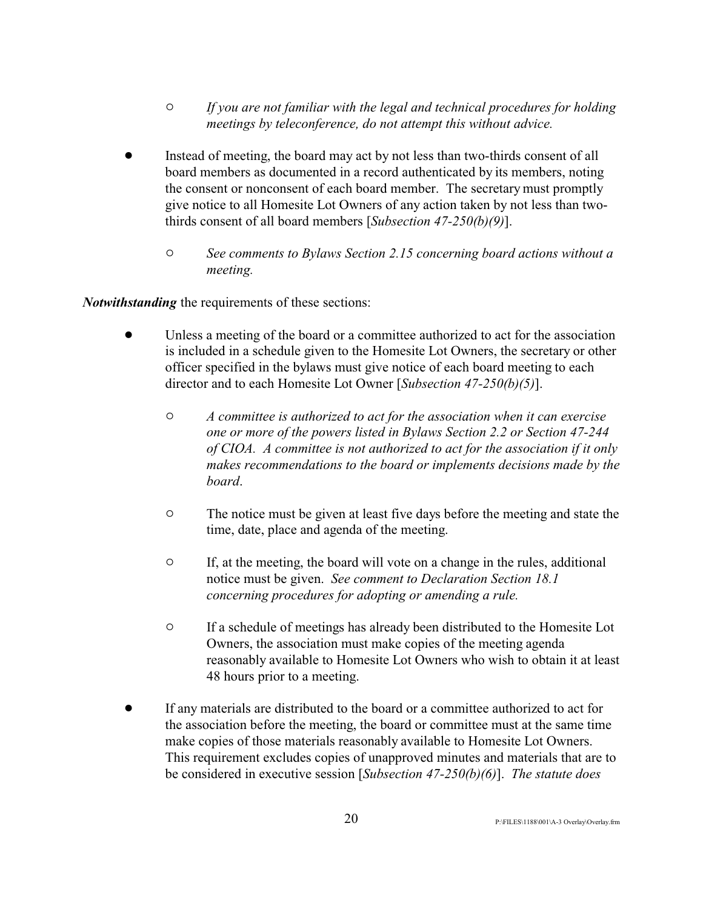- *If you are not familiar with the legal and technical procedures for holding meetings by teleconference, do not attempt this without advice.*

- Instead of meeting, the board may act by not less than two-thirds consent of all board members as documented in a record authenticated by its members, noting the consent or nonconsent of each board member. The secretary must promptly give notice to all Homesite Lot Owners of any action taken by not less than two-thirds consent of all board members [*Subsection 47-250(b)(9)*].

    - *See comments to Bylaws Section 2.15 concerning board actions without a meeting.*

***Notwithstanding*** the requirements of these sections:

- Unless a meeting of the board or a committee authorized to act for the association is included in a schedule given to the Homesite Lot Owners, the secretary or other officer specified in the bylaws must give notice of each board meeting to each director and to each Homesite Lot Owner [*Subsection 47-250(b)(5)*].

    - *A committee is authorized to act for the association when it can exercise one or more of the powers listed in Bylaws Section 2.2 or Section 47-244 of CIOA. A committee is not authorized to act for the association if it only makes recommendations to the board or implements decisions made by the board*.

    - The notice must be given at least five days before the meeting and state the time, date, place and agenda of the meeting.

    - If, at the meeting, the board will vote on a change in the rules, additional notice must be given. *See comment to Declaration Section 18.1 concerning procedures for adopting or amending a rule.*

    - If a schedule of meetings has already been distributed to the Homesite Lot Owners, the association must make copies of the meeting agenda reasonably available to Homesite Lot Owners who wish to obtain it at least 48 hours prior to a meeting.

- If any materials are distributed to the board or a committee authorized to act for the association before the meeting, the board or committee must at the same time make copies of those materials reasonably available to Homesite Lot Owners. This requirement excludes copies of unapproved minutes and materials that are to be considered in executive session [*Subsection 47-250(b)(6)*]. *The statute does*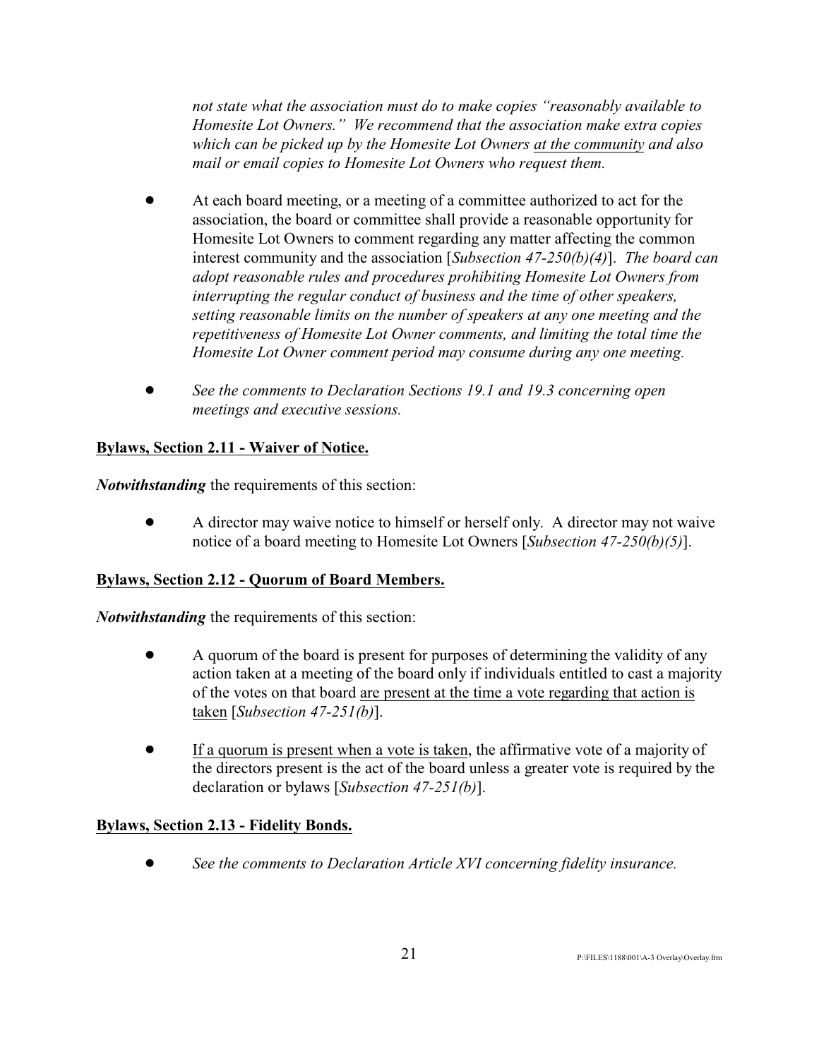*not state what the association must do to make copies "reasonably available to Homesite Lot Owners." We recommend that the association make extra copies which can be picked up by the Homesite Lot Owners <u>at the community</u> and also mail or email copies to Homesite Lot Owners who request them.*

- At each board meeting, or a meeting of a committee authorized to act for the association, the board or committee shall provide a reasonable opportunity for Homesite Lot Owners to comment regarding any matter affecting the common interest community and the association [*Subsection 47-250(b)(4)*]. *The board can adopt reasonable rules and procedures prohibiting Homesite Lot Owners from interrupting the regular conduct of business and the time of other speakers, setting reasonable limits on the number of speakers at any one meeting and the repetitiveness of Homesite Lot Owner comments, and limiting the total time the Homesite Lot Owner comment period may consume during any one meeting.*

- *See the comments to Declaration Sections 19.1 and 19.3 concerning open meetings and executive sessions.*

**<u>Bylaws, Section 2.11 - Waiver of Notice.</u>**

***Notwithstanding*** the requirements of this section:

- A director may waive notice to himself or herself only. A director may not waive notice of a board meeting to Homesite Lot Owners [*Subsection 47-250(b)(5)*].

**<u>Bylaws, Section 2.12 - Quorum of Board Members.</u>**

***Notwithstanding*** the requirements of this section:

- A quorum of the board is present for purposes of determining the validity of any action taken at a meeting of the board only if individuals entitled to cast a majority of the votes on that board <u>are present at the time a vote regarding that action is taken</u> [*Subsection 47-251(b)*].

- <u>If a quorum is present when a vote is taken</u>, the affirmative vote of a majority of the directors present is the act of the board unless a greater vote is required by the declaration or bylaws [*Subsection 47-251(b)*].

**<u>Bylaws, Section 2.13 - Fidelity Bonds.</u>**

- *See the comments to Declaration Article XVI concerning fidelity insurance.*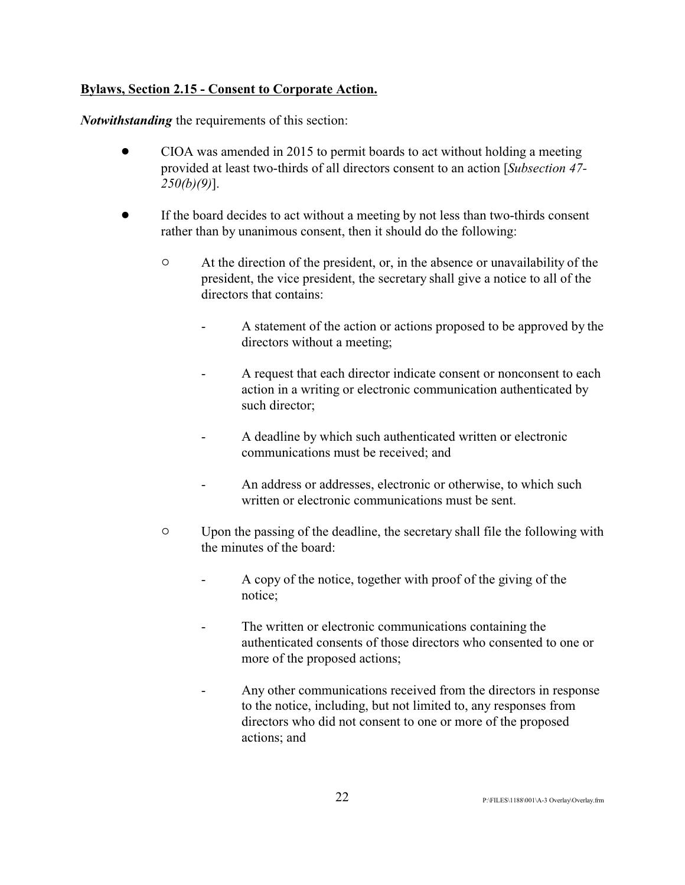**Bylaws, Section 2.15 - Consent to Corporate Action.**

***Notwithstanding*** the requirements of this section:

- CIOA was amended in 2015 to permit boards to act without holding a meeting provided at least two-thirds of all directors consent to an action [*Subsection 47-250(b)(9)*].

- If the board decides to act without a meeting by not less than two-thirds consent rather than by unanimous consent, then it should do the following:

  - At the direction of the president, or, in the absence or unavailability of the president, the vice president, the secretary shall give a notice to all of the directors that contains:

    - A statement of the action or actions proposed to be approved by the directors without a meeting;

    - A request that each director indicate consent or nonconsent to each action in a writing or electronic communication authenticated by such director;

    - A deadline by which such authenticated written or electronic communications must be received; and

    - An address or addresses, electronic or otherwise, to which such written or electronic communications must be sent.

  - Upon the passing of the deadline, the secretary shall file the following with the minutes of the board:

    - A copy of the notice, together with proof of the giving of the notice;

    - The written or electronic communications containing the authenticated consents of those directors who consented to one or more of the proposed actions;

    - Any other communications received from the directors in response to the notice, including, but not limited to, any responses from directors who did not consent to one or more of the proposed actions; and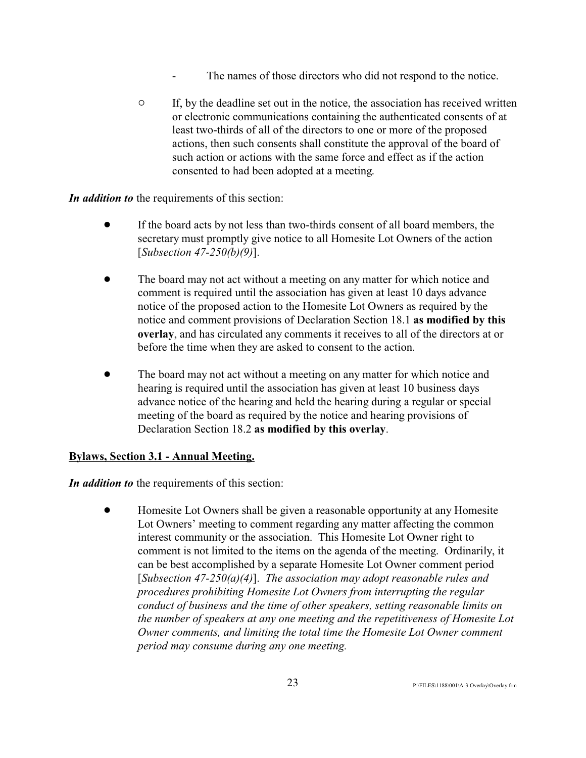- The names of those directors who did not respond to the notice.

- If, by the deadline set out in the notice, the association has received written or electronic communications containing the authenticated consents of at least two-thirds of all of the directors to one or more of the proposed actions, then such consents shall constitute the approval of the board of such action or actions with the same force and effect as if the action consented to had been adopted at a meeting.

***In addition to*** the requirements of this section:

- If the board acts by not less than two-thirds consent of all board members, the secretary must promptly give notice to all Homesite Lot Owners of the action [*Subsection 47-250(b)(9)*].

- The board may not act without a meeting on any matter for which notice and comment is required until the association has given at least 10 days advance notice of the proposed action to the Homesite Lot Owners as required by the notice and comment provisions of Declaration Section 18.1 **as modified by this overlay**, and has circulated any comments it receives to all of the directors at or before the time when they are asked to consent to the action.

- The board may not act without a meeting on any matter for which notice and hearing is required until the association has given at least 10 business days advance notice of the hearing and held the hearing during a regular or special meeting of the board as required by the notice and hearing provisions of Declaration Section 18.2 **as modified by this overlay**.

**<u>Bylaws, Section 3.1 - Annual Meeting.</u>**

***In addition to*** the requirements of this section:

- Homesite Lot Owners shall be given a reasonable opportunity at any Homesite Lot Owners' meeting to comment regarding any matter affecting the common interest community or the association. This Homesite Lot Owner right to comment is not limited to the items on the agenda of the meeting. Ordinarily, it can be best accomplished by a separate Homesite Lot Owner comment period [*Subsection 47-250(a)(4)*]. *The association may adopt reasonable rules and procedures prohibiting Homesite Lot Owners from interrupting the regular conduct of business and the time of other speakers, setting reasonable limits on the number of speakers at any one meeting and the repetitiveness of Homesite Lot Owner comments, and limiting the total time the Homesite Lot Owner comment period may consume during any one meeting.*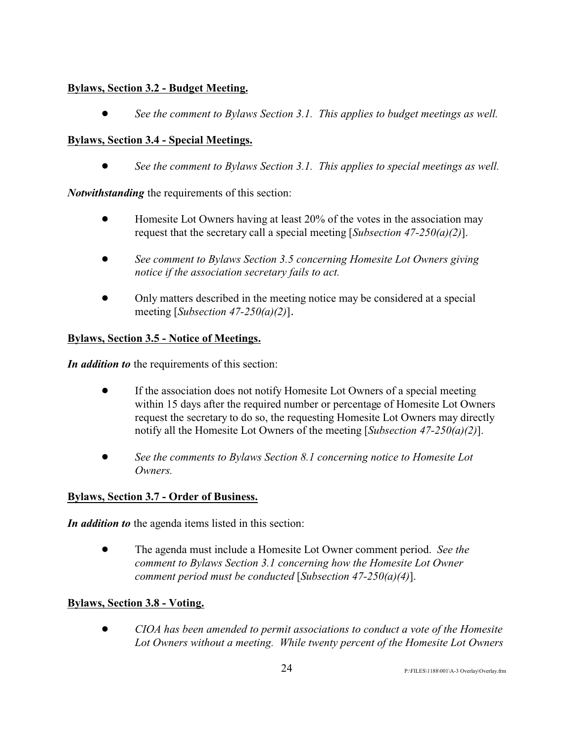**Bylaws, Section 3.2 - Budget Meeting.**

- *See the comment to Bylaws Section 3.1. This applies to budget meetings as well.*

**Bylaws, Section 3.4 - Special Meetings.**

- *See the comment to Bylaws Section 3.1. This applies to special meetings as well.*

***Notwithstanding*** the requirements of this section:

- Homesite Lot Owners having at least 20% of the votes in the association may request that the secretary call a special meeting [*Subsection 47-250(a)(2)*].
- *See comment to Bylaws Section 3.5 concerning Homesite Lot Owners giving notice if the association secretary fails to act.*
- Only matters described in the meeting notice may be considered at a special meeting [*Subsection 47-250(a)(2)*].

**Bylaws, Section 3.5 - Notice of Meetings.**

***In addition to*** the requirements of this section:

- If the association does not notify Homesite Lot Owners of a special meeting within 15 days after the required number or percentage of Homesite Lot Owners request the secretary to do so, the requesting Homesite Lot Owners may directly notify all the Homesite Lot Owners of the meeting [*Subsection 47-250(a)(2)*].
- *See the comments to Bylaws Section 8.1 concerning notice to Homesite Lot Owners.*

**Bylaws, Section 3.7 - Order of Business.**

***In addition to*** the agenda items listed in this section:

- The agenda must include a Homesite Lot Owner comment period. *See the comment to Bylaws Section 3.1 concerning how the Homesite Lot Owner comment period must be conducted* [*Subsection 47-250(a)(4)*].

**Bylaws, Section 3.8 - Voting.**

- *CIOA has been amended to permit associations to conduct a vote of the Homesite Lot Owners without a meeting. While twenty percent of the Homesite Lot Owners*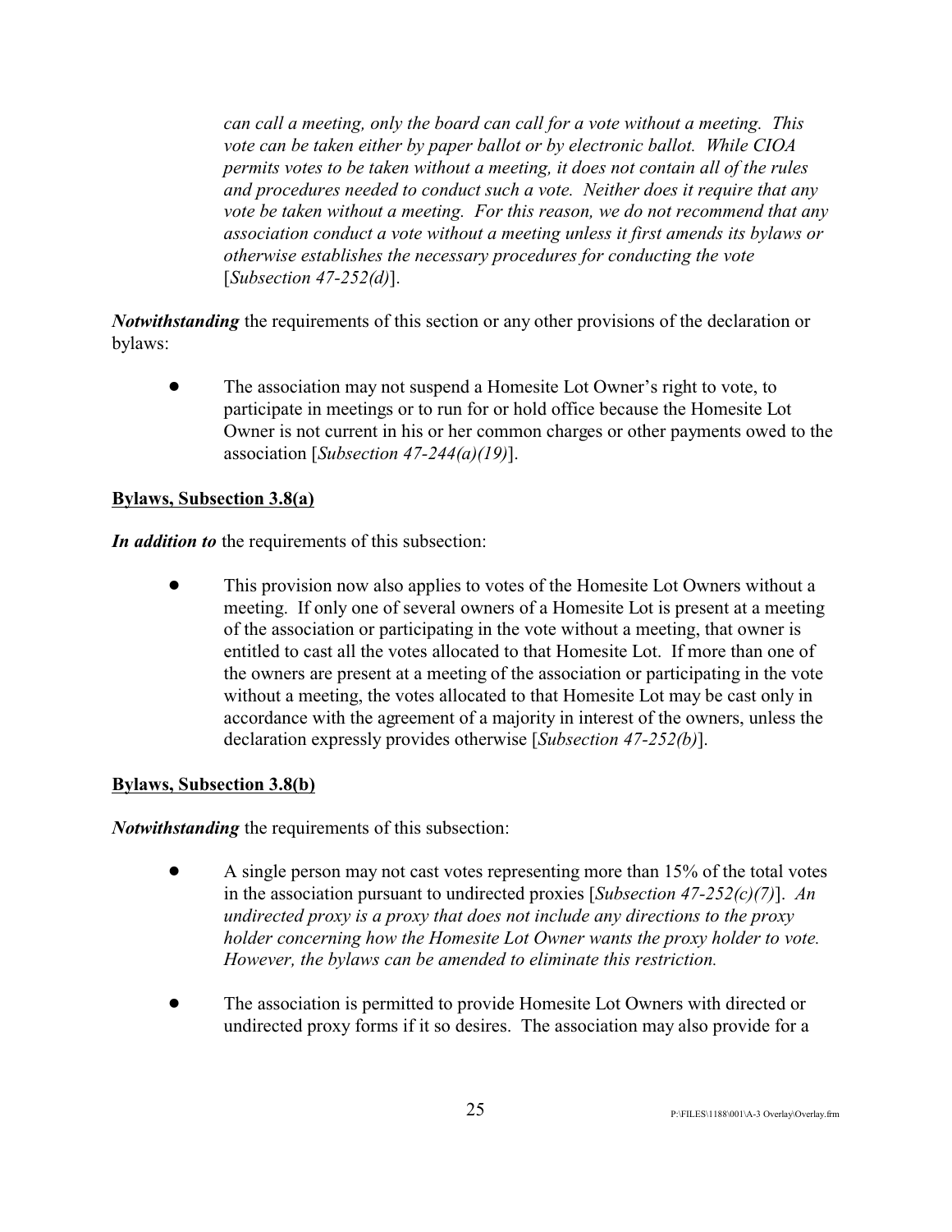*can call a meeting, only the board can call for a vote without a meeting. This vote can be taken either by paper ballot or by electronic ballot. While CIOA permits votes to be taken without a meeting, it does not contain all of the rules and procedures needed to conduct such a vote. Neither does it require that any vote be taken without a meeting. For this reason, we do not recommend that any association conduct a vote without a meeting unless it first amends its bylaws or otherwise establishes the necessary procedures for conducting the vote* [*Subsection 47-252(d)*].

***Notwithstanding*** the requirements of this section or any other provisions of the declaration or bylaws:

- The association may not suspend a Homesite Lot Owner's right to vote, to participate in meetings or to run for or hold office because the Homesite Lot Owner is not current in his or her common charges or other payments owed to the association [*Subsection 47-244(a)(19)*].

**Bylaws, Subsection 3.8(a)**

***In addition to*** the requirements of this subsection:

- This provision now also applies to votes of the Homesite Lot Owners without a meeting. If only one of several owners of a Homesite Lot is present at a meeting of the association or participating in the vote without a meeting, that owner is entitled to cast all the votes allocated to that Homesite Lot. If more than one of the owners are present at a meeting of the association or participating in the vote without a meeting, the votes allocated to that Homesite Lot may be cast only in accordance with the agreement of a majority in interest of the owners, unless the declaration expressly provides otherwise [*Subsection 47-252(b)*].

**Bylaws, Subsection 3.8(b)**

***Notwithstanding*** the requirements of this subsection:

- A single person may not cast votes representing more than 15% of the total votes in the association pursuant to undirected proxies [*Subsection 47-252(c)(7)*]. *An undirected proxy is a proxy that does not include any directions to the proxy holder concerning how the Homesite Lot Owner wants the proxy holder to vote. However, the bylaws can be amended to eliminate this restriction.*

- The association is permitted to provide Homesite Lot Owners with directed or undirected proxy forms if it so desires. The association may also provide for a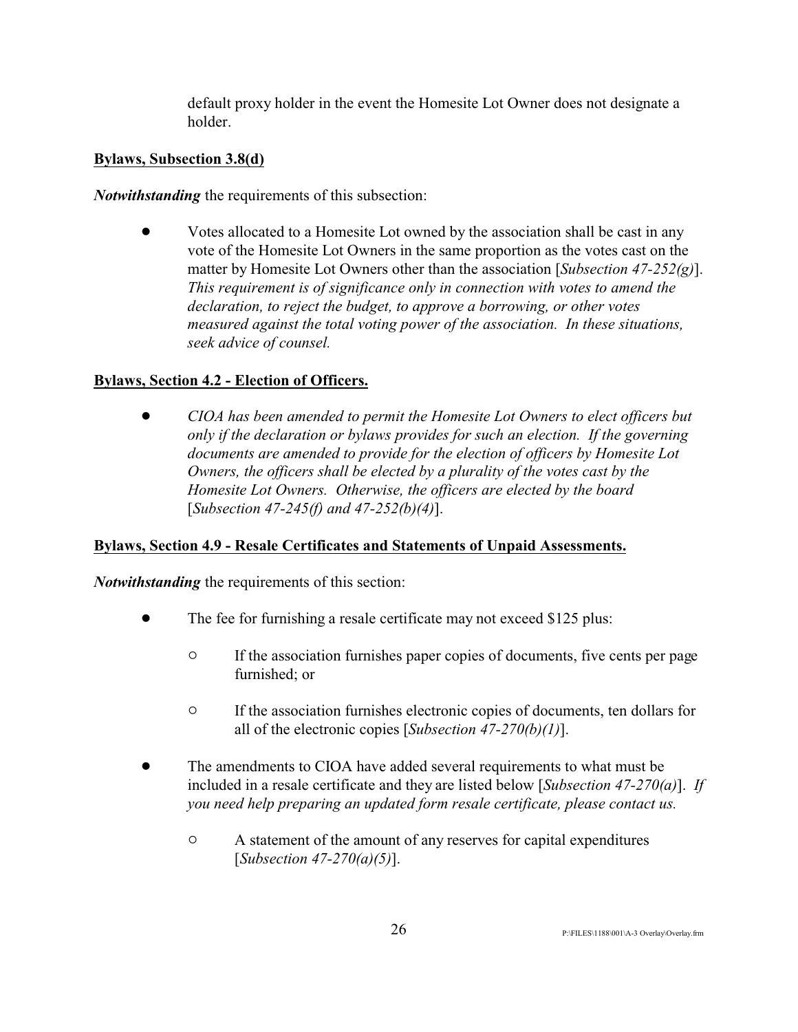default proxy holder in the event the Homesite Lot Owner does not designate a holder.

**Bylaws, Subsection 3.8(d)**

***Notwithstanding*** the requirements of this subsection:

- Votes allocated to a Homesite Lot owned by the association shall be cast in any vote of the Homesite Lot Owners in the same proportion as the votes cast on the matter by Homesite Lot Owners other than the association [*Subsection 47-252(g)*]. *This requirement is of significance only in connection with votes to amend the declaration, to reject the budget, to approve a borrowing, or other votes measured against the total voting power of the association. In these situations, seek advice of counsel.*

**Bylaws, Section 4.2 - Election of Officers.**

- *CIOA has been amended to permit the Homesite Lot Owners to elect officers but only if the declaration or bylaws provides for such an election. If the governing documents are amended to provide for the election of officers by Homesite Lot Owners, the officers shall be elected by a plurality of the votes cast by the Homesite Lot Owners. Otherwise, the officers are elected by the board* [*Subsection 47-245(f) and 47-252(b)(4)*].

**Bylaws, Section 4.9 - Resale Certificates and Statements of Unpaid Assessments.**

***Notwithstanding*** the requirements of this section:

- The fee for furnishing a resale certificate may not exceed $125 plus:
  - If the association furnishes paper copies of documents, five cents per page furnished; or
  - If the association furnishes electronic copies of documents, ten dollars for all of the electronic copies [*Subsection 47-270(b)(1)*].
- The amendments to CIOA have added several requirements to what must be included in a resale certificate and they are listed below [*Subsection 47-270(a)*]. *If you need help preparing an updated form resale certificate, please contact us.*
  - A statement of the amount of any reserves for capital expenditures [*Subsection 47-270(a)(5)*].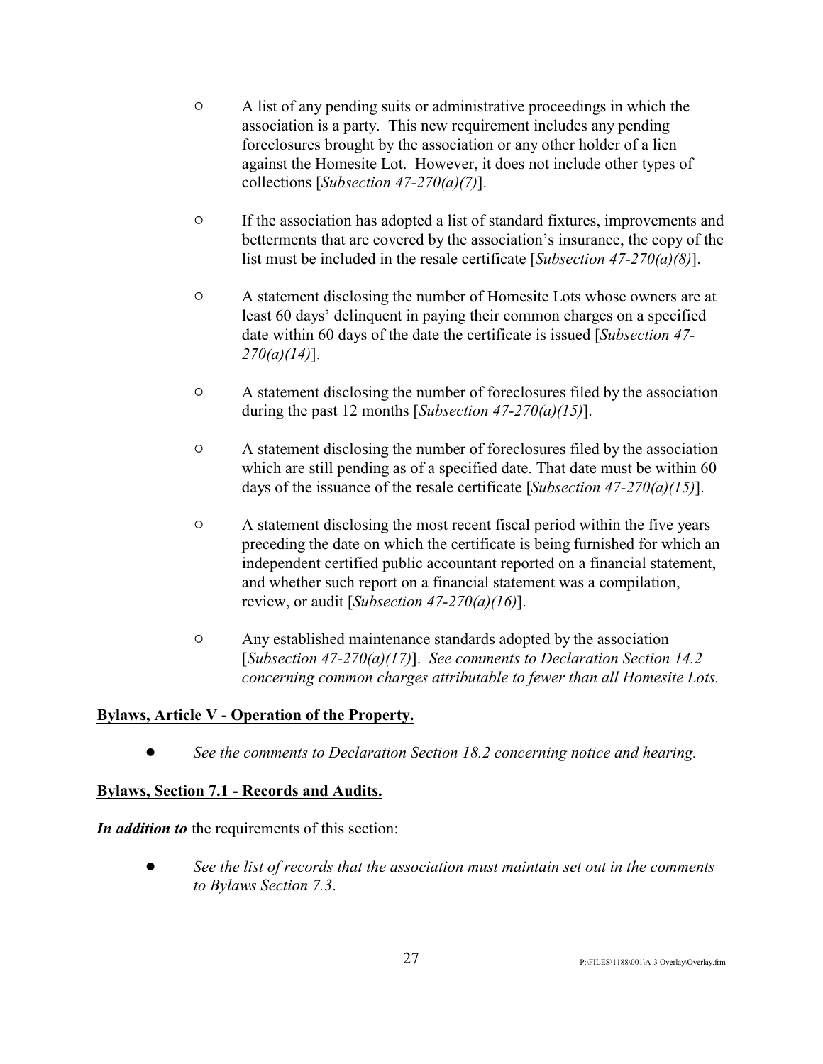- A list of any pending suits or administrative proceedings in which the association is a party. This new requirement includes any pending foreclosures brought by the association or any other holder of a lien against the Homesite Lot. However, it does not include other types of collections [*Subsection 47-270(a)(7)*].

- If the association has adopted a list of standard fixtures, improvements and betterments that are covered by the association's insurance, the copy of the list must be included in the resale certificate [*Subsection 47-270(a)(8)*].

- A statement disclosing the number of Homesite Lots whose owners are at least 60 days' delinquent in paying their common charges on a specified date within 60 days of the date the certificate is issued [*Subsection 47-270(a)(14)*].

- A statement disclosing the number of foreclosures filed by the association during the past 12 months [*Subsection 47-270(a)(15)*].

- A statement disclosing the number of foreclosures filed by the association which are still pending as of a specified date. That date must be within 60 days of the issuance of the resale certificate [*Subsection 47-270(a)(15)*].

- A statement disclosing the most recent fiscal period within the five years preceding the date on which the certificate is being furnished for which an independent certified public accountant reported on a financial statement, and whether such report on a financial statement was a compilation, review, or audit [*Subsection 47-270(a)(16)*].

- Any established maintenance standards adopted by the association [*Subsection 47-270(a)(17)*]. *See comments to Declaration Section 14.2 concerning common charges attributable to fewer than all Homesite Lots.*

**Bylaws, Article V - Operation of the Property.**

- *See the comments to Declaration Section 18.2 concerning notice and hearing.*

**Bylaws, Section 7.1 - Records and Audits.**

***In addition to*** the requirements of this section:

- *See the list of records that the association must maintain set out in the comments to Bylaws Section 7.3*.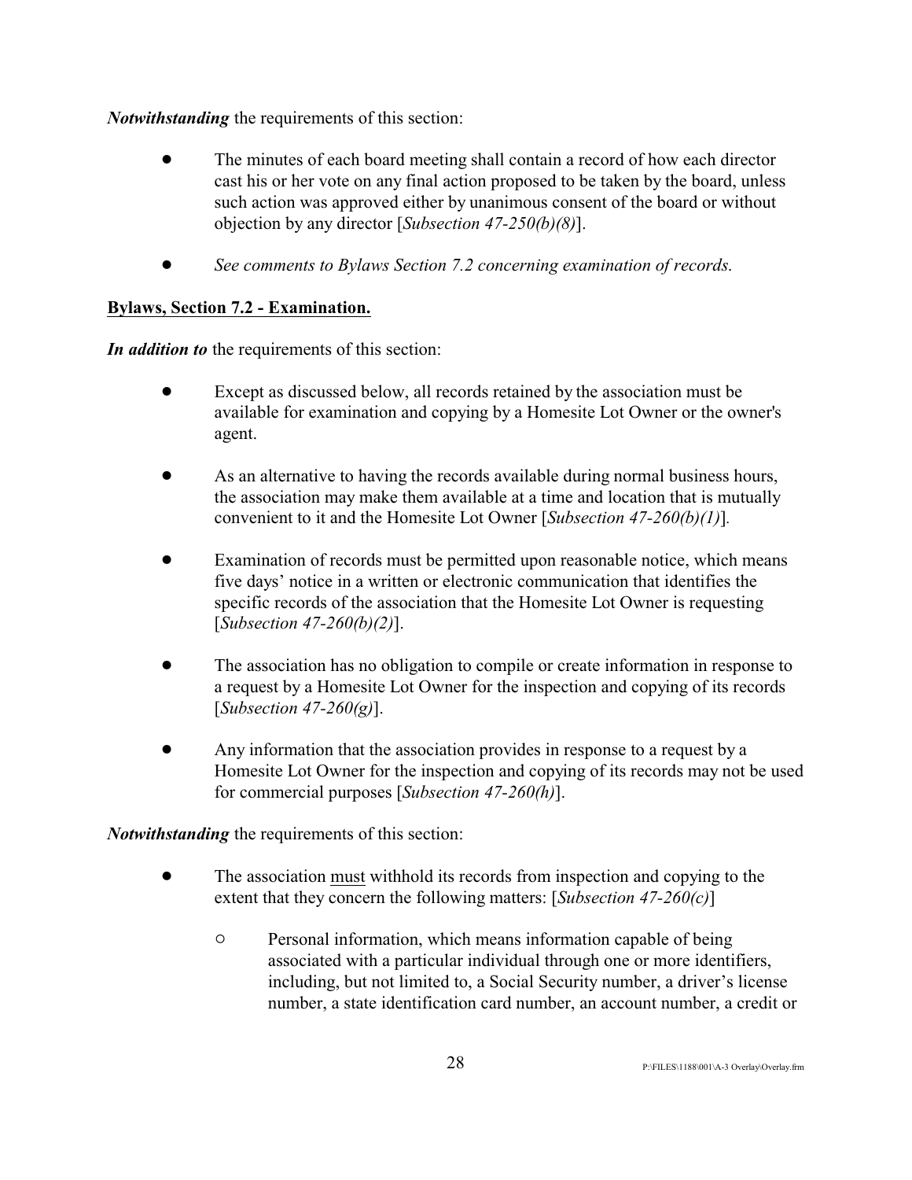***Notwithstanding*** the requirements of this section:

- The minutes of each board meeting shall contain a record of how each director cast his or her vote on any final action proposed to be taken by the board, unless such action was approved either by unanimous consent of the board or without objection by any director [*Subsection 47-250(b)(8)*].

- *See comments to Bylaws Section 7.2 concerning examination of records.*

**Bylaws, Section 7.2 - Examination.**

***In addition to*** the requirements of this section:

- Except as discussed below, all records retained by the association must be available for examination and copying by a Homesite Lot Owner or the owner's agent.

- As an alternative to having the records available during normal business hours, the association may make them available at a time and location that is mutually convenient to it and the Homesite Lot Owner [*Subsection 47-260(b)(1)*].

- Examination of records must be permitted upon reasonable notice, which means five days' notice in a written or electronic communication that identifies the specific records of the association that the Homesite Lot Owner is requesting [*Subsection 47-260(b)(2)*].

- The association has no obligation to compile or create information in response to a request by a Homesite Lot Owner for the inspection and copying of its records [*Subsection 47-260(g)*].

- Any information that the association provides in response to a request by a Homesite Lot Owner for the inspection and copying of its records may not be used for commercial purposes [*Subsection 47-260(h)*].

***Notwithstanding*** the requirements of this section:

- The association <u>must</u> withhold its records from inspection and copying to the extent that they concern the following matters: [*Subsection 47-260(c)*]

    - Personal information, which means information capable of being associated with a particular individual through one or more identifiers, including, but not limited to, a Social Security number, a driver's license number, a state identification card number, an account number, a credit or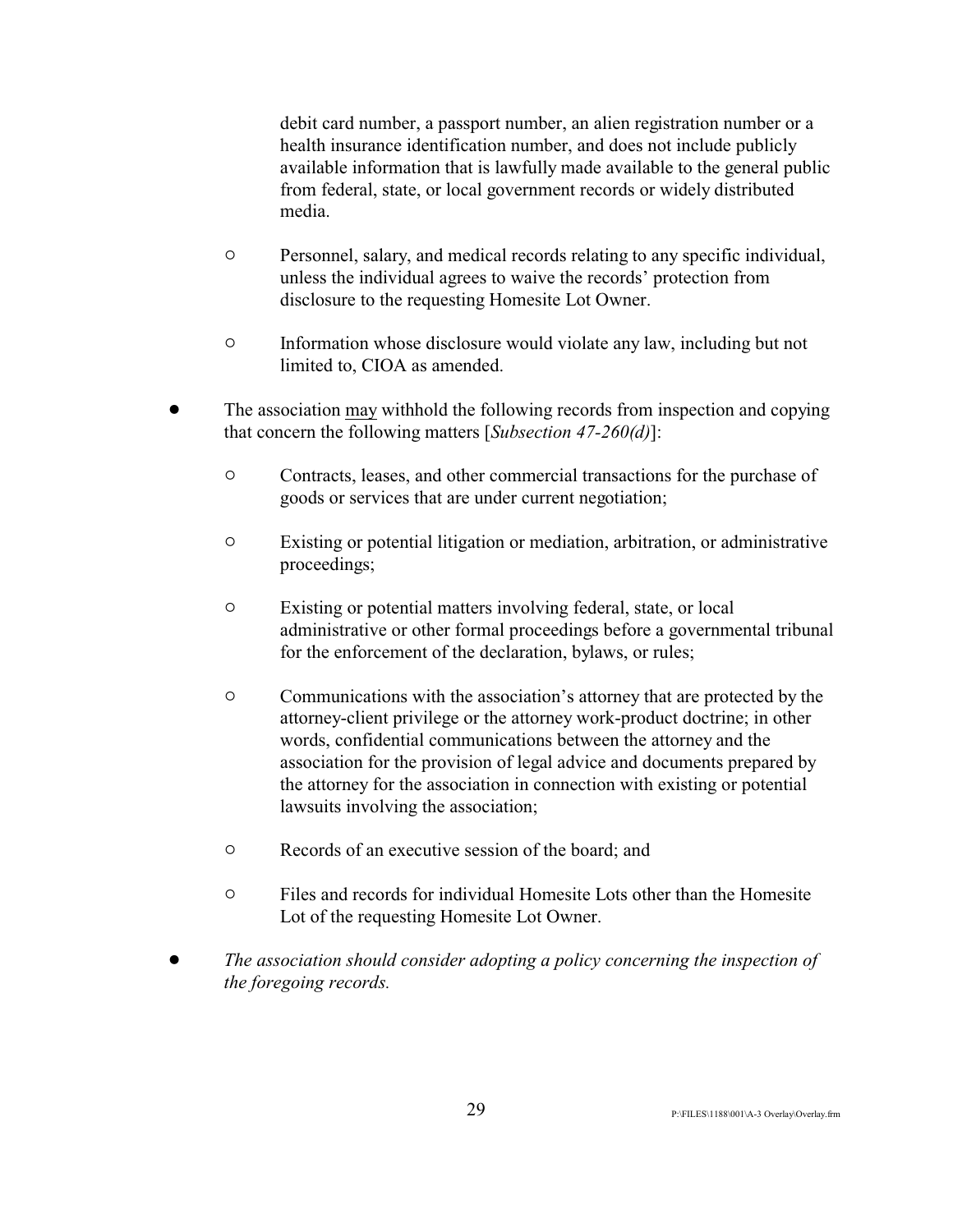debit card number, a passport number, an alien registration number or a health insurance identification number, and does not include publicly available information that is lawfully made available to the general public from federal, state, or local government records or widely distributed media.

  - Personnel, salary, and medical records relating to any specific individual, unless the individual agrees to waive the records' protection from disclosure to the requesting Homesite Lot Owner.

  - Information whose disclosure would violate any law, including but not limited to, CIOA as amended.

- The association <u>may</u> withhold the following records from inspection and copying that concern the following matters [*Subsection 47-260(d)*]:

  - Contracts, leases, and other commercial transactions for the purchase of goods or services that are under current negotiation;

  - Existing or potential litigation or mediation, arbitration, or administrative proceedings;

  - Existing or potential matters involving federal, state, or local administrative or other formal proceedings before a governmental tribunal for the enforcement of the declaration, bylaws, or rules;

  - Communications with the association's attorney that are protected by the attorney-client privilege or the attorney work-product doctrine; in other words, confidential communications between the attorney and the association for the provision of legal advice and documents prepared by the attorney for the association in connection with existing or potential lawsuits involving the association;

  - Records of an executive session of the board; and

  - Files and records for individual Homesite Lots other than the Homesite Lot of the requesting Homesite Lot Owner.

- *The association should consider adopting a policy concerning the inspection of the foregoing records.*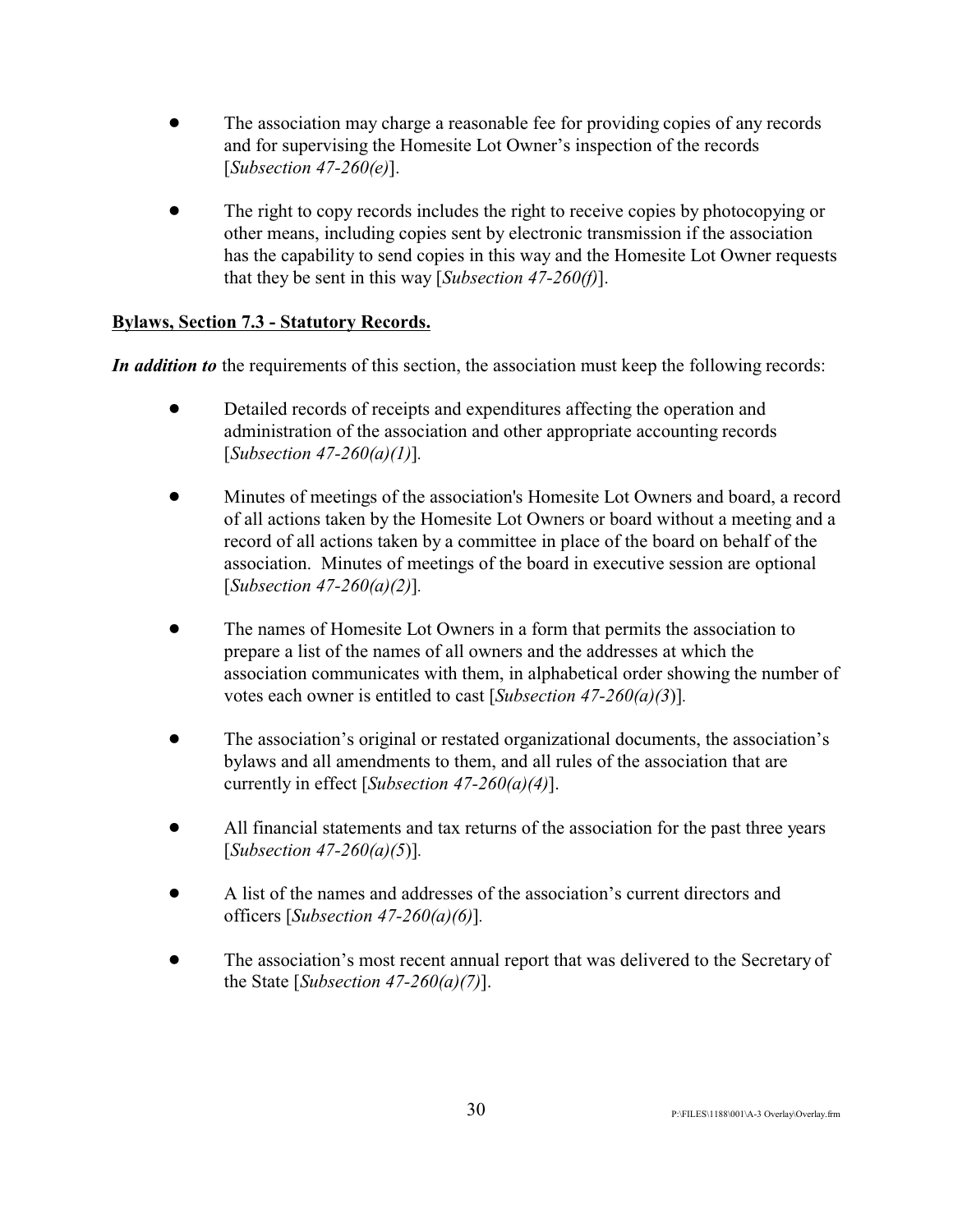- The association may charge a reasonable fee for providing copies of any records and for supervising the Homesite Lot Owner's inspection of the records [*Subsection 47-260(e)*].

- The right to copy records includes the right to receive copies by photocopying or other means, including copies sent by electronic transmission if the association has the capability to send copies in this way and the Homesite Lot Owner requests that they be sent in this way [*Subsection 47-260(f)*].

**Bylaws, Section 7.3 - Statutory Records.**

***In addition to*** the requirements of this section, the association must keep the following records:

- Detailed records of receipts and expenditures affecting the operation and administration of the association and other appropriate accounting records [*Subsection 47-260(a)(1)*].

- Minutes of meetings of the association's Homesite Lot Owners and board, a record of all actions taken by the Homesite Lot Owners or board without a meeting and a record of all actions taken by a committee in place of the board on behalf of the association. Minutes of meetings of the board in executive session are optional [*Subsection 47-260(a)(2)*].

- The names of Homesite Lot Owners in a form that permits the association to prepare a list of the names of all owners and the addresses at which the association communicates with them, in alphabetical order showing the number of votes each owner is entitled to cast [*Subsection 47-260(a)(3)*].

- The association's original or restated organizational documents, the association's bylaws and all amendments to them, and all rules of the association that are currently in effect [*Subsection 47-260(a)(4)*].

- All financial statements and tax returns of the association for the past three years [*Subsection 47-260(a)(5)*].

- A list of the names and addresses of the association's current directors and officers [*Subsection 47-260(a)(6)*].

- The association's most recent annual report that was delivered to the Secretary of the State [*Subsection 47-260(a)(7)*].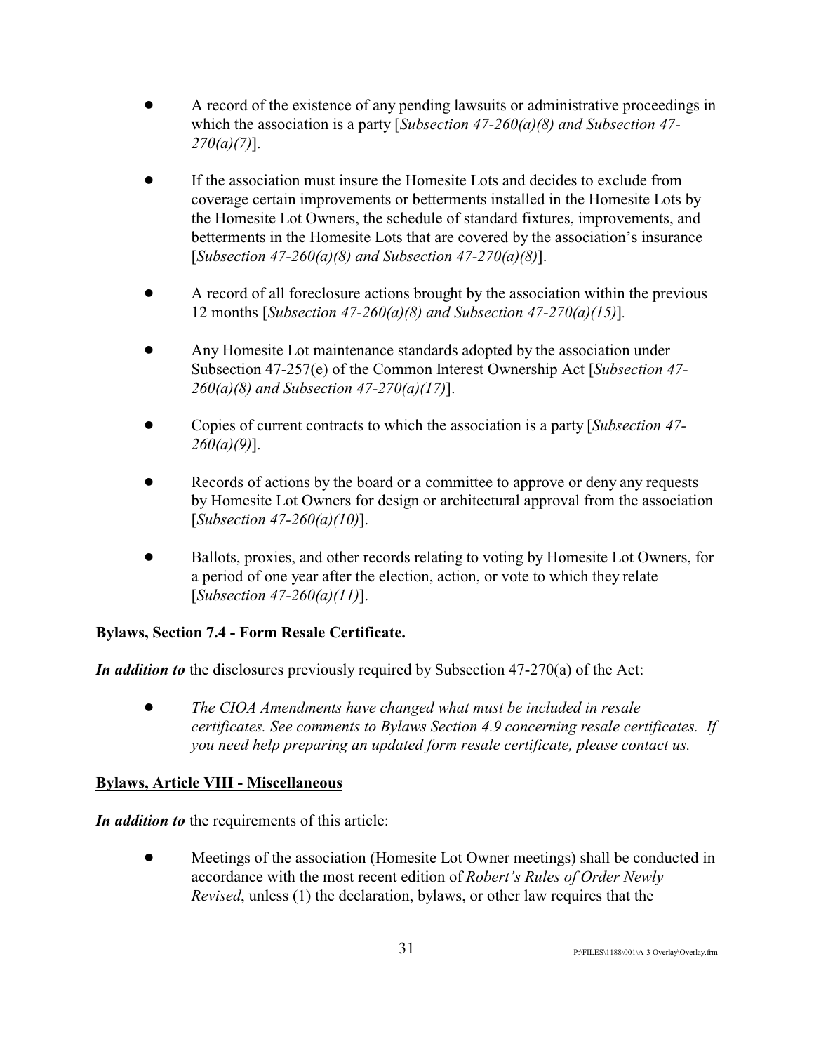- A record of the existence of any pending lawsuits or administrative proceedings in which the association is a party [*Subsection 47-260(a)(8) and Subsection 47-270(a)(7)*].

- If the association must insure the Homesite Lots and decides to exclude from coverage certain improvements or betterments installed in the Homesite Lots by the Homesite Lot Owners, the schedule of standard fixtures, improvements, and betterments in the Homesite Lots that are covered by the association's insurance [*Subsection 47-260(a)(8) and Subsection 47-270(a)(8)*].

- A record of all foreclosure actions brought by the association within the previous 12 months [*Subsection 47-260(a)(8) and Subsection 47-270(a)(15)*].

- Any Homesite Lot maintenance standards adopted by the association under Subsection 47-257(e) of the Common Interest Ownership Act [*Subsection 47-260(a)(8) and Subsection 47-270(a)(17)*].

- Copies of current contracts to which the association is a party [*Subsection 47-260(a)(9)*].

- Records of actions by the board or a committee to approve or deny any requests by Homesite Lot Owners for design or architectural approval from the association [*Subsection 47-260(a)(10)*].

- Ballots, proxies, and other records relating to voting by Homesite Lot Owners, for a period of one year after the election, action, or vote to which they relate [*Subsection 47-260(a)(11)*].

**<u>Bylaws, Section 7.4 - Form Resale Certificate.</u>**

***In addition to*** the disclosures previously required by Subsection 47-270(a) of the Act:

- *The CIOA Amendments have changed what must be included in resale certificates. See comments to Bylaws Section 4.9 concerning resale certificates. If you need help preparing an updated form resale certificate, please contact us.*

**<u>Bylaws, Article VIII - Miscellaneous</u>**

***In addition to*** the requirements of this article:

- Meetings of the association (Homesite Lot Owner meetings) shall be conducted in accordance with the most recent edition of *Robert's Rules of Order Newly Revised*, unless (1) the declaration, bylaws, or other law requires that the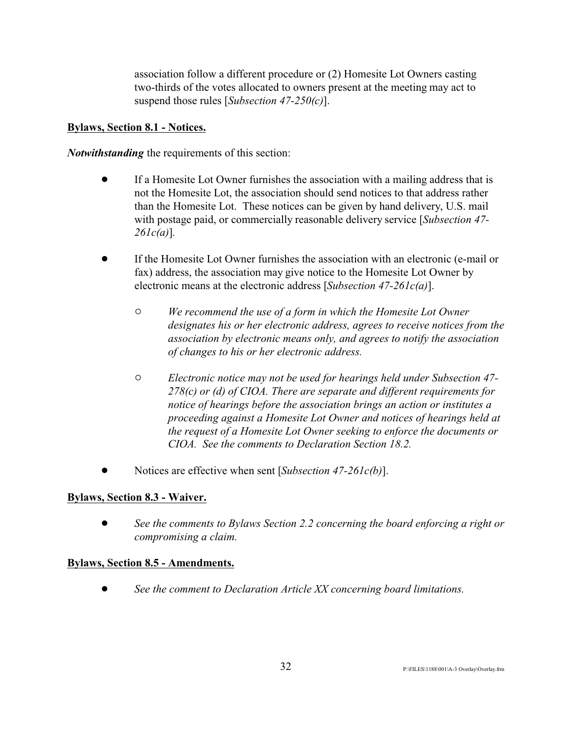association follow a different procedure or (2) Homesite Lot Owners casting two-thirds of the votes allocated to owners present at the meeting may act to suspend those rules [*Subsection 47-250(c)*].

**Bylaws, Section 8.1 - Notices.**

***Notwithstanding*** the requirements of this section:

- If a Homesite Lot Owner furnishes the association with a mailing address that is not the Homesite Lot, the association should send notices to that address rather than the Homesite Lot. These notices can be given by hand delivery, U.S. mail with postage paid, or commercially reasonable delivery service [*Subsection 47-261c(a)*].

- If the Homesite Lot Owner furnishes the association with an electronic (e-mail or fax) address, the association may give notice to the Homesite Lot Owner by electronic means at the electronic address [*Subsection 47-261c(a)*].

    - *We recommend the use of a form in which the Homesite Lot Owner designates his or her electronic address, agrees to receive notices from the association by electronic means only, and agrees to notify the association of changes to his or her electronic address.*

    - *Electronic notice may not be used for hearings held under Subsection 47-278(c) or (d) of CIOA. There are separate and different requirements for notice of hearings before the association brings an action or institutes a proceeding against a Homesite Lot Owner and notices of hearings held at the request of a Homesite Lot Owner seeking to enforce the documents or CIOA. See the comments to Declaration Section 18.2.*

- Notices are effective when sent [*Subsection 47-261c(b)*].

**Bylaws, Section 8.3 - Waiver.**

- *See the comments to Bylaws Section 2.2 concerning the board enforcing a right or compromising a claim.*

**Bylaws, Section 8.5 - Amendments.**

- *See the comment to Declaration Article XX concerning board limitations.*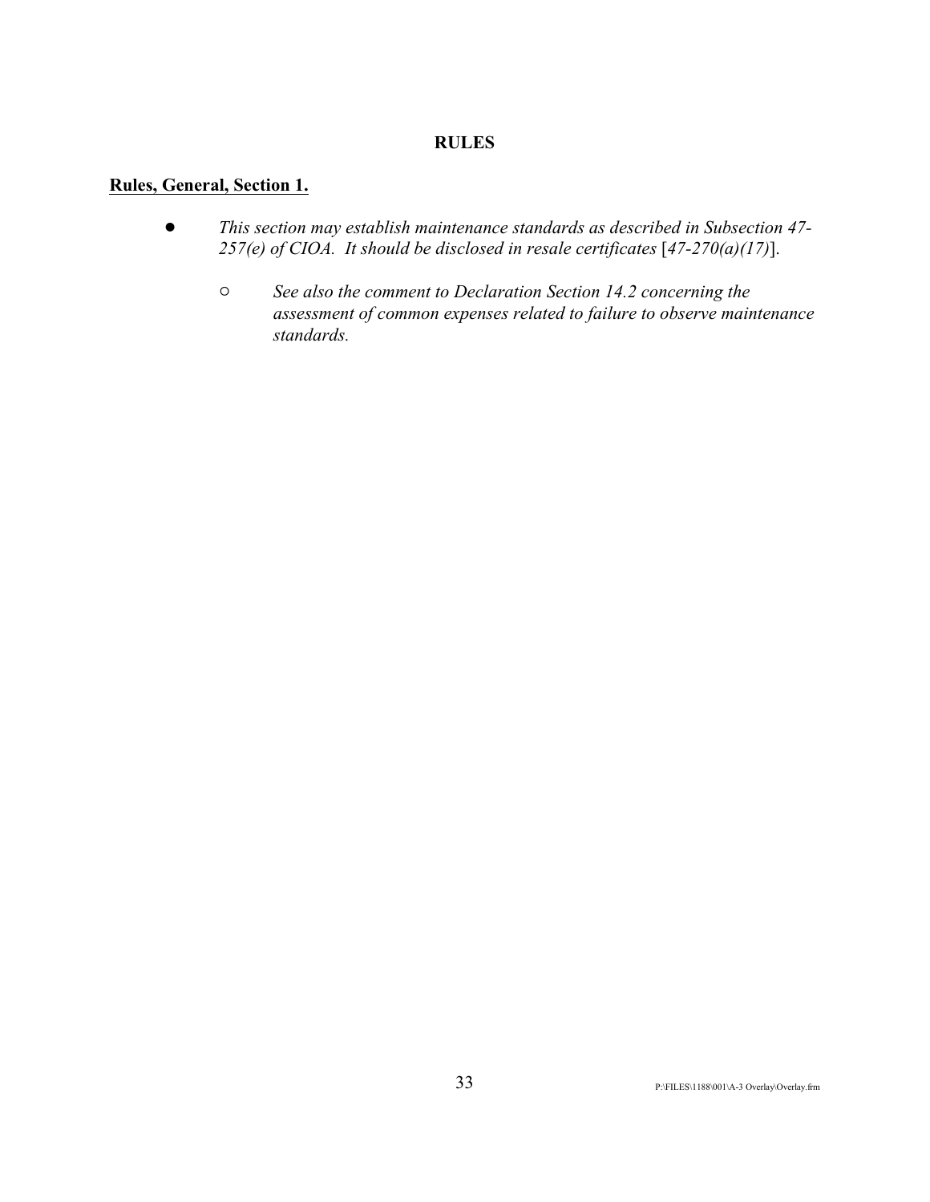**RULES**

**Rules, General, Section 1.**

- *This section may establish maintenance standards as described in Subsection 47-257(e) of CIOA. It should be disclosed in resale certificates* [*47-270(a)(17)*].
    - *See also the comment to Declaration Section 14.2 concerning the assessment of common expenses related to failure to observe maintenance standards.*

P:\FILES\1188\001\A-3 Overlay\Overlay.frm